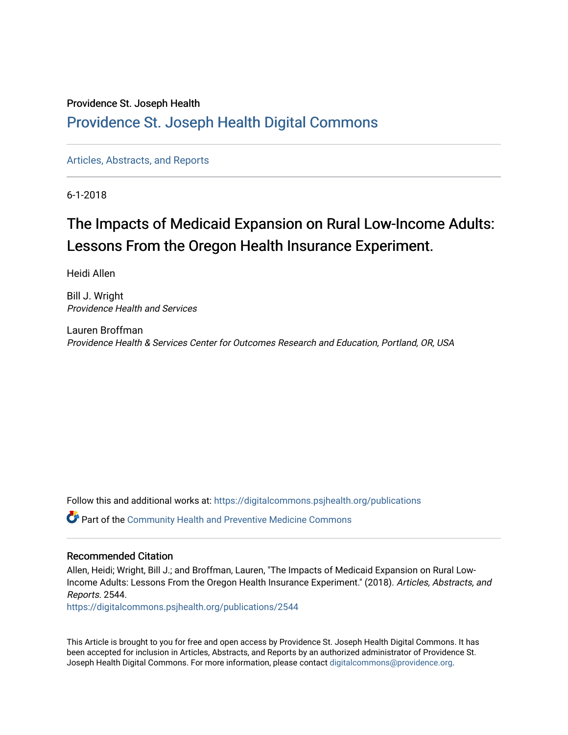Providence St. Joseph Health

## Providence St. Joseph Health Digital Commons

Articles, Abstracts, and Reports

6-1-2018

# The Impacts of Medicaid Expansion on Rural Low-Income Adults: Lessons From the Oregon Health Insurance Experiment.

Heidi Allen

Bill J. Wright
*Providence Health and Services*

Lauren Broffman
*Providence Health & Services Center for Outcomes Research and Education, Portland, OR, USA*

Follow this and additional works at: https://digitalcommons.psjhealth.org/publications

Part of the Community Health and Preventive Medicine Commons

### Recommended Citation

Allen, Heidi; Wright, Bill J.; and Broffman, Lauren, "The Impacts of Medicaid Expansion on Rural Low-Income Adults: Lessons From the Oregon Health Insurance Experiment." (2018). *Articles, Abstracts, and Reports*. 2544.
https://digitalcommons.psjhealth.org/publications/2544

This Article is brought to you for free and open access by Providence St. Joseph Health Digital Commons. It has been accepted for inclusion in Articles, Abstracts, and Reports by an authorized administrator of Providence St. Joseph Health Digital Commons. For more information, please contact digitalcommons@providence.org.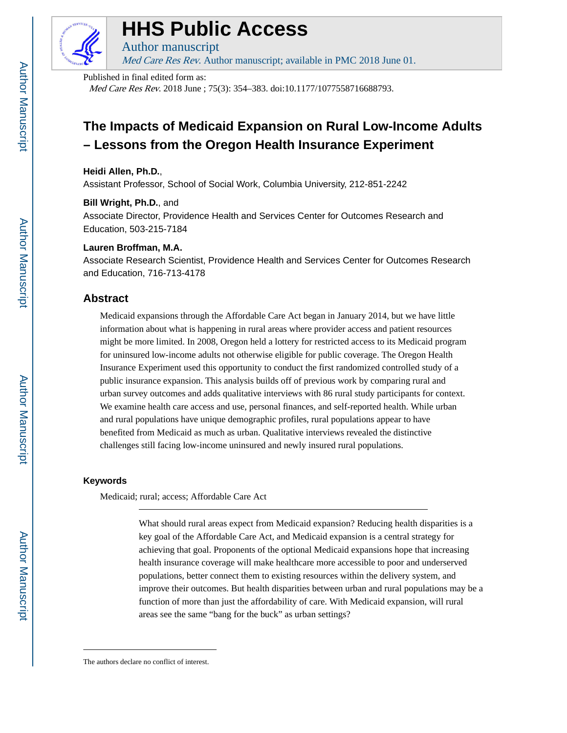Published in final edited form as:

*Med Care Res Rev.* 2018 June ; 75(3): 354–383. doi:10.1177/1077558716688793.

# The Impacts of Medicaid Expansion on Rural Low-Income Adults – Lessons from the Oregon Health Insurance Experiment

**Heidi Allen, Ph.D.**,

Assistant Professor, School of Social Work, Columbia University, 212-851-2242

**Bill Wright, Ph.D.**, and

Associate Director, Providence Health and Services Center for Outcomes Research and Education, 503-215-7184

**Lauren Broffman, M.A.**

Associate Research Scientist, Providence Health and Services Center for Outcomes Research and Education, 716-713-4178

## Abstract

Medicaid expansions through the Affordable Care Act began in January 2014, but we have little information about what is happening in rural areas where provider access and patient resources might be more limited. In 2008, Oregon held a lottery for restricted access to its Medicaid program for uninsured low-income adults not otherwise eligible for public coverage. The Oregon Health Insurance Experiment used this opportunity to conduct the first randomized controlled study of a public insurance expansion. This analysis builds off of previous work by comparing rural and urban survey outcomes and adds qualitative interviews with 86 rural study participants for context. We examine health care access and use, personal finances, and self-reported health. While urban and rural populations have unique demographic profiles, rural populations appear to have benefited from Medicaid as much as urban. Qualitative interviews revealed the distinctive challenges still facing low-income uninsured and newly insured rural populations.

### Keywords

Medicaid; rural; access; Affordable Care Act

---

What should rural areas expect from Medicaid expansion? Reducing health disparities is a key goal of the Affordable Care Act, and Medicaid expansion is a central strategy for achieving that goal. Proponents of the optional Medicaid expansions hope that increasing health insurance coverage will make healthcare more accessible to poor and underserved populations, better connect them to existing resources within the delivery system, and improve their outcomes. But health disparities between urban and rural populations may be a function of more than just the affordability of care. With Medicaid expansion, will rural areas see the same "bang for the buck" as urban settings?

---

The authors declare no conflict of interest.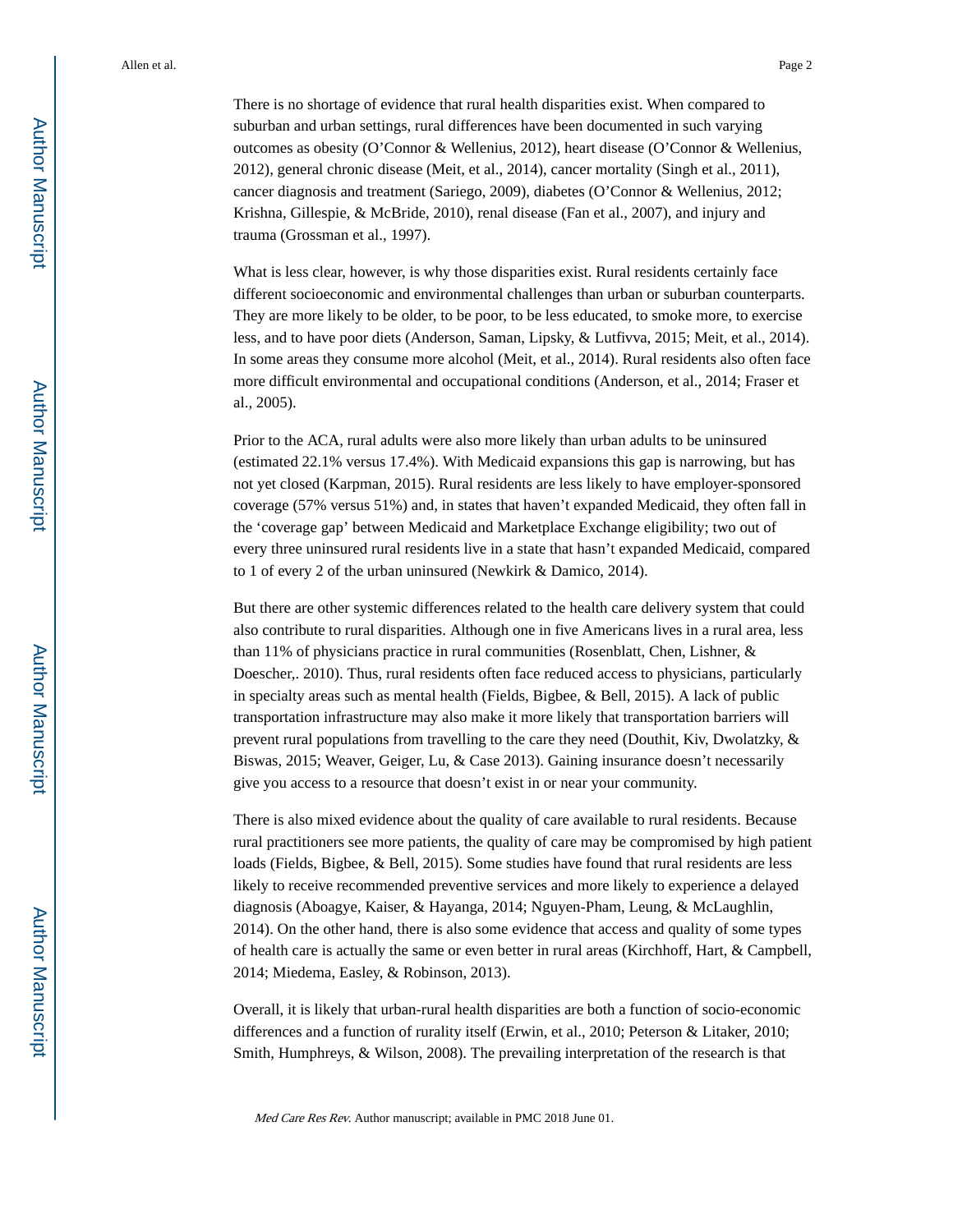There is no shortage of evidence that rural health disparities exist. When compared to suburban and urban settings, rural differences have been documented in such varying outcomes as obesity (O'Connor & Wellenius, 2012), heart disease (O'Connor & Wellenius, 2012), general chronic disease (Meit, et al., 2014), cancer mortality (Singh et al., 2011), cancer diagnosis and treatment (Sariego, 2009), diabetes (O'Connor & Wellenius, 2012; Krishna, Gillespie, & McBride, 2010), renal disease (Fan et al., 2007), and injury and trauma (Grossman et al., 1997).

What is less clear, however, is why those disparities exist. Rural residents certainly face different socioeconomic and environmental challenges than urban or suburban counterparts. They are more likely to be older, to be poor, to be less educated, to smoke more, to exercise less, and to have poor diets (Anderson, Saman, Lipsky, & Lutfivva, 2015; Meit, et al., 2014). In some areas they consume more alcohol (Meit, et al., 2014). Rural residents also often face more difficult environmental and occupational conditions (Anderson, et al., 2014; Fraser et al., 2005).

Prior to the ACA, rural adults were also more likely than urban adults to be uninsured (estimated 22.1% versus 17.4%). With Medicaid expansions this gap is narrowing, but has not yet closed (Karpman, 2015). Rural residents are less likely to have employer-sponsored coverage (57% versus 51%) and, in states that haven't expanded Medicaid, they often fall in the 'coverage gap' between Medicaid and Marketplace Exchange eligibility; two out of every three uninsured rural residents live in a state that hasn't expanded Medicaid, compared to 1 of every 2 of the urban uninsured (Newkirk & Damico, 2014).

But there are other systemic differences related to the health care delivery system that could also contribute to rural disparities. Although one in five Americans lives in a rural area, less than 11% of physicians practice in rural communities (Rosenblatt, Chen, Lishner, & Doescher,. 2010). Thus, rural residents often face reduced access to physicians, particularly in specialty areas such as mental health (Fields, Bigbee, & Bell, 2015). A lack of public transportation infrastructure may also make it more likely that transportation barriers will prevent rural populations from travelling to the care they need (Douthit, Kiv, Dwolatzky, & Biswas, 2015; Weaver, Geiger, Lu, & Case 2013). Gaining insurance doesn't necessarily give you access to a resource that doesn't exist in or near your community.

There is also mixed evidence about the quality of care available to rural residents. Because rural practitioners see more patients, the quality of care may be compromised by high patient loads (Fields, Bigbee, & Bell, 2015). Some studies have found that rural residents are less likely to receive recommended preventive services and more likely to experience a delayed diagnosis (Aboagye, Kaiser, & Hayanga, 2014; Nguyen-Pham, Leung, & McLaughlin, 2014). On the other hand, there is also some evidence that access and quality of some types of health care is actually the same or even better in rural areas (Kirchhoff, Hart, & Campbell, 2014; Miedema, Easley, & Robinson, 2013).

Overall, it is likely that urban-rural health disparities are both a function of socio-economic differences and a function of rurality itself (Erwin, et al., 2010; Peterson & Litaker, 2010; Smith, Humphreys, & Wilson, 2008). The prevailing interpretation of the research is that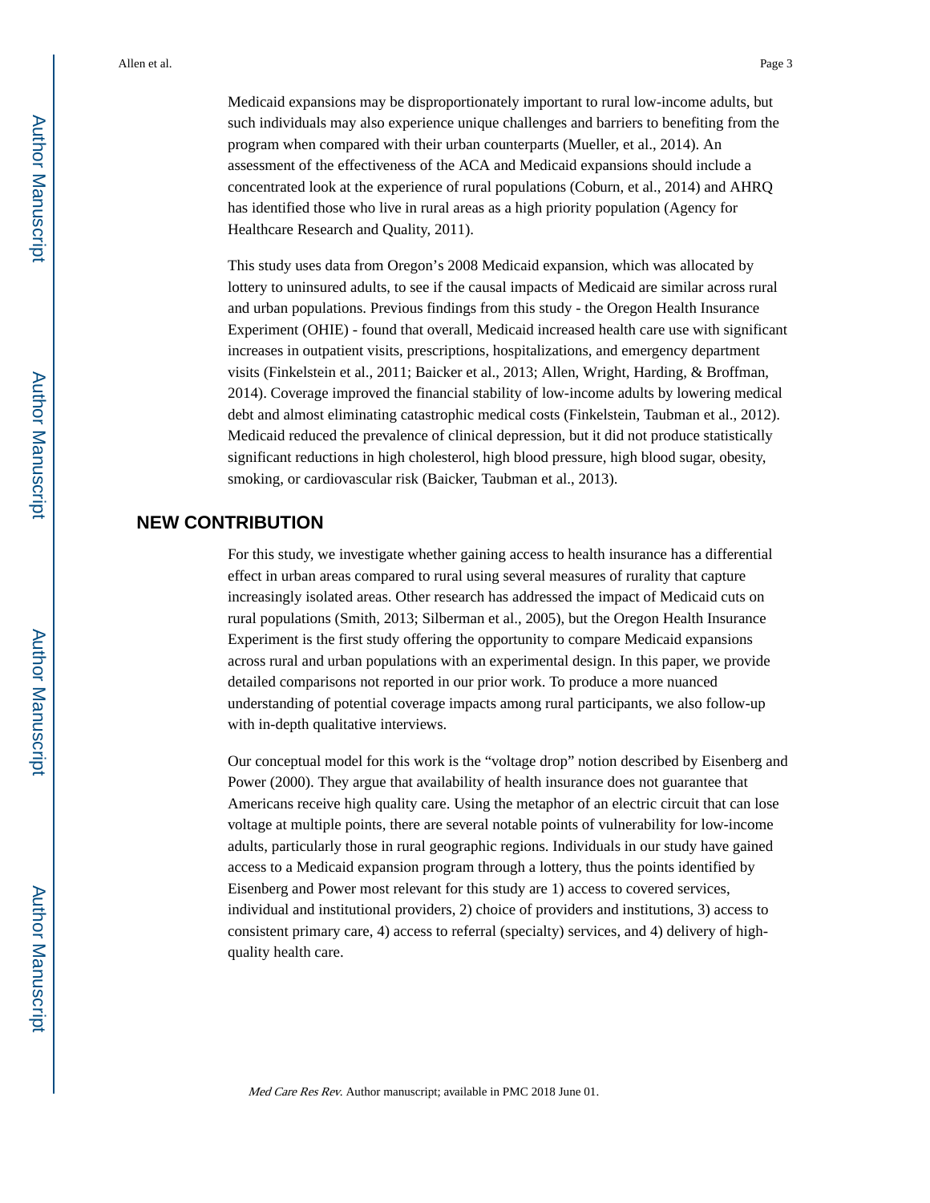Medicaid expansions may be disproportionately important to rural low-income adults, but such individuals may also experience unique challenges and barriers to benefiting from the program when compared with their urban counterparts (Mueller, et al., 2014). An assessment of the effectiveness of the ACA and Medicaid expansions should include a concentrated look at the experience of rural populations (Coburn, et al., 2014) and AHRQ has identified those who live in rural areas as a high priority population (Agency for Healthcare Research and Quality, 2011).

This study uses data from Oregon's 2008 Medicaid expansion, which was allocated by lottery to uninsured adults, to see if the causal impacts of Medicaid are similar across rural and urban populations. Previous findings from this study - the Oregon Health Insurance Experiment (OHIE) - found that overall, Medicaid increased health care use with significant increases in outpatient visits, prescriptions, hospitalizations, and emergency department visits (Finkelstein et al., 2011; Baicker et al., 2013; Allen, Wright, Harding, & Broffman, 2014). Coverage improved the financial stability of low-income adults by lowering medical debt and almost eliminating catastrophic medical costs (Finkelstein, Taubman et al., 2012). Medicaid reduced the prevalence of clinical depression, but it did not produce statistically significant reductions in high cholesterol, high blood pressure, high blood sugar, obesity, smoking, or cardiovascular risk (Baicker, Taubman et al., 2013).

## NEW CONTRIBUTION

For this study, we investigate whether gaining access to health insurance has a differential effect in urban areas compared to rural using several measures of rurality that capture increasingly isolated areas. Other research has addressed the impact of Medicaid cuts on rural populations (Smith, 2013; Silberman et al., 2005), but the Oregon Health Insurance Experiment is the first study offering the opportunity to compare Medicaid expansions across rural and urban populations with an experimental design. In this paper, we provide detailed comparisons not reported in our prior work. To produce a more nuanced understanding of potential coverage impacts among rural participants, we also follow-up with in-depth qualitative interviews.

Our conceptual model for this work is the "voltage drop" notion described by Eisenberg and Power (2000). They argue that availability of health insurance does not guarantee that Americans receive high quality care. Using the metaphor of an electric circuit that can lose voltage at multiple points, there are several notable points of vulnerability for low-income adults, particularly those in rural geographic regions. Individuals in our study have gained access to a Medicaid expansion program through a lottery, thus the points identified by Eisenberg and Power most relevant for this study are 1) access to covered services, individual and institutional providers, 2) choice of providers and institutions, 3) access to consistent primary care, 4) access to referral (specialty) services, and 4) delivery of high-quality health care.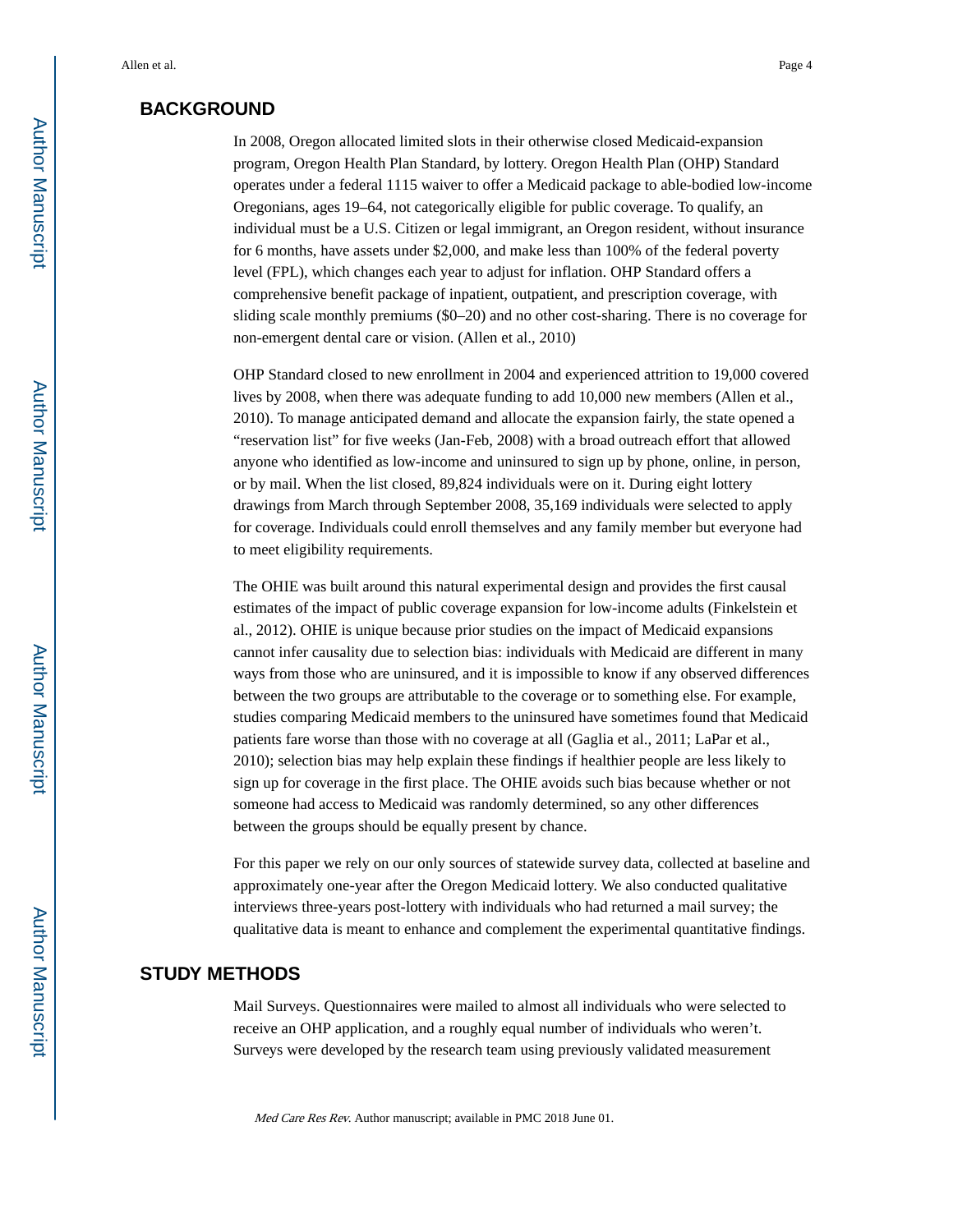## BACKGROUND

In 2008, Oregon allocated limited slots in their otherwise closed Medicaid-expansion program, Oregon Health Plan Standard, by lottery. Oregon Health Plan (OHP) Standard operates under a federal 1115 waiver to offer a Medicaid package to able-bodied low-income Oregonians, ages 19–64, not categorically eligible for public coverage. To qualify, an individual must be a U.S. Citizen or legal immigrant, an Oregon resident, without insurance for 6 months, have assets under $2,000, and make less than 100% of the federal poverty level (FPL), which changes each year to adjust for inflation. OHP Standard offers a comprehensive benefit package of inpatient, outpatient, and prescription coverage, with sliding scale monthly premiums ($0–20) and no other cost-sharing. There is no coverage for non-emergent dental care or vision. (Allen et al., 2010)

OHP Standard closed to new enrollment in 2004 and experienced attrition to 19,000 covered lives by 2008, when there was adequate funding to add 10,000 new members (Allen et al., 2010). To manage anticipated demand and allocate the expansion fairly, the state opened a "reservation list" for five weeks (Jan-Feb, 2008) with a broad outreach effort that allowed anyone who identified as low-income and uninsured to sign up by phone, online, in person, or by mail. When the list closed, 89,824 individuals were on it. During eight lottery drawings from March through September 2008, 35,169 individuals were selected to apply for coverage. Individuals could enroll themselves and any family member but everyone had to meet eligibility requirements.

The OHIE was built around this natural experimental design and provides the first causal estimates of the impact of public coverage expansion for low-income adults (Finkelstein et al., 2012). OHIE is unique because prior studies on the impact of Medicaid expansions cannot infer causality due to selection bias: individuals with Medicaid are different in many ways from those who are uninsured, and it is impossible to know if any observed differences between the two groups are attributable to the coverage or to something else. For example, studies comparing Medicaid members to the uninsured have sometimes found that Medicaid patients fare worse than those with no coverage at all (Gaglia et al., 2011; LaPar et al., 2010); selection bias may help explain these findings if healthier people are less likely to sign up for coverage in the first place. The OHIE avoids such bias because whether or not someone had access to Medicaid was randomly determined, so any other differences between the groups should be equally present by chance.

For this paper we rely on our only sources of statewide survey data, collected at baseline and approximately one-year after the Oregon Medicaid lottery. We also conducted qualitative interviews three-years post-lottery with individuals who had returned a mail survey; the qualitative data is meant to enhance and complement the experimental quantitative findings.

## STUDY METHODS

Mail Surveys. Questionnaires were mailed to almost all individuals who were selected to receive an OHP application, and a roughly equal number of individuals who weren't. Surveys were developed by the research team using previously validated measurement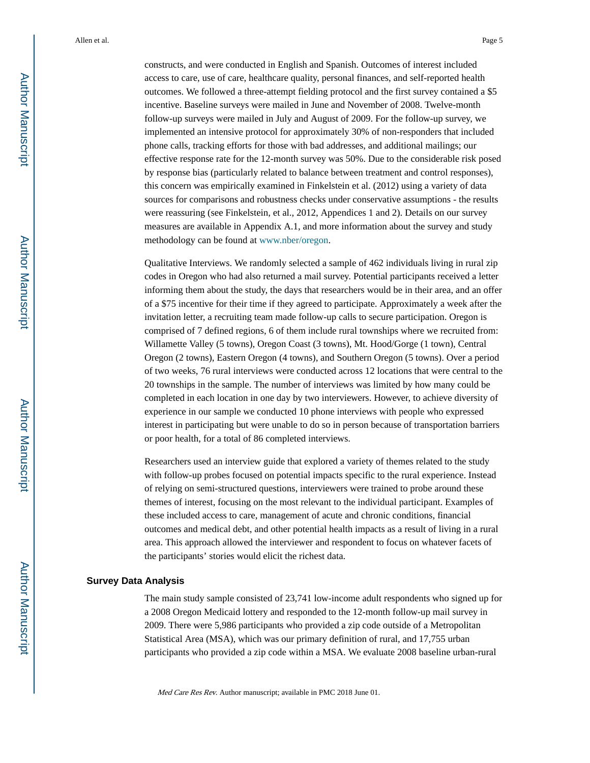constructs, and were conducted in English and Spanish. Outcomes of interest included access to care, use of care, healthcare quality, personal finances, and self-reported health outcomes. We followed a three-attempt fielding protocol and the first survey contained a $5 incentive. Baseline surveys were mailed in June and November of 2008. Twelve-month follow-up surveys were mailed in July and August of 2009. For the follow-up survey, we implemented an intensive protocol for approximately 30% of non-responders that included phone calls, tracking efforts for those with bad addresses, and additional mailings; our effective response rate for the 12-month survey was 50%. Due to the considerable risk posed by response bias (particularly related to balance between treatment and control responses), this concern was empirically examined in Finkelstein et al. (2012) using a variety of data sources for comparisons and robustness checks under conservative assumptions - the results were reassuring (see Finkelstein, et al., 2012, Appendices 1 and 2). Details on our survey measures are available in Appendix A.1, and more information about the survey and study methodology can be found at www.nber/oregon.

Qualitative Interviews. We randomly selected a sample of 462 individuals living in rural zip codes in Oregon who had also returned a mail survey. Potential participants received a letter informing them about the study, the days that researchers would be in their area, and an offer of a $75 incentive for their time if they agreed to participate. Approximately a week after the invitation letter, a recruiting team made follow-up calls to secure participation. Oregon is comprised of 7 defined regions, 6 of them include rural townships where we recruited from: Willamette Valley (5 towns), Oregon Coast (3 towns), Mt. Hood/Gorge (1 town), Central Oregon (2 towns), Eastern Oregon (4 towns), and Southern Oregon (5 towns). Over a period of two weeks, 76 rural interviews were conducted across 12 locations that were central to the 20 townships in the sample. The number of interviews was limited by how many could be completed in each location in one day by two interviewers. However, to achieve diversity of experience in our sample we conducted 10 phone interviews with people who expressed interest in participating but were unable to do so in person because of transportation barriers or poor health, for a total of 86 completed interviews.

Researchers used an interview guide that explored a variety of themes related to the study with follow-up probes focused on potential impacts specific to the rural experience. Instead of relying on semi-structured questions, interviewers were trained to probe around these themes of interest, focusing on the most relevant to the individual participant. Examples of these included access to care, management of acute and chronic conditions, financial outcomes and medical debt, and other potential health impacts as a result of living in a rural area. This approach allowed the interviewer and respondent to focus on whatever facets of the participants' stories would elicit the richest data.

## Survey Data Analysis

The main study sample consisted of 23,741 low-income adult respondents who signed up for a 2008 Oregon Medicaid lottery and responded to the 12-month follow-up mail survey in 2009. There were 5,986 participants who provided a zip code outside of a Metropolitan Statistical Area (MSA), which was our primary definition of rural, and 17,755 urban participants who provided a zip code within a MSA. We evaluate 2008 baseline urban-rural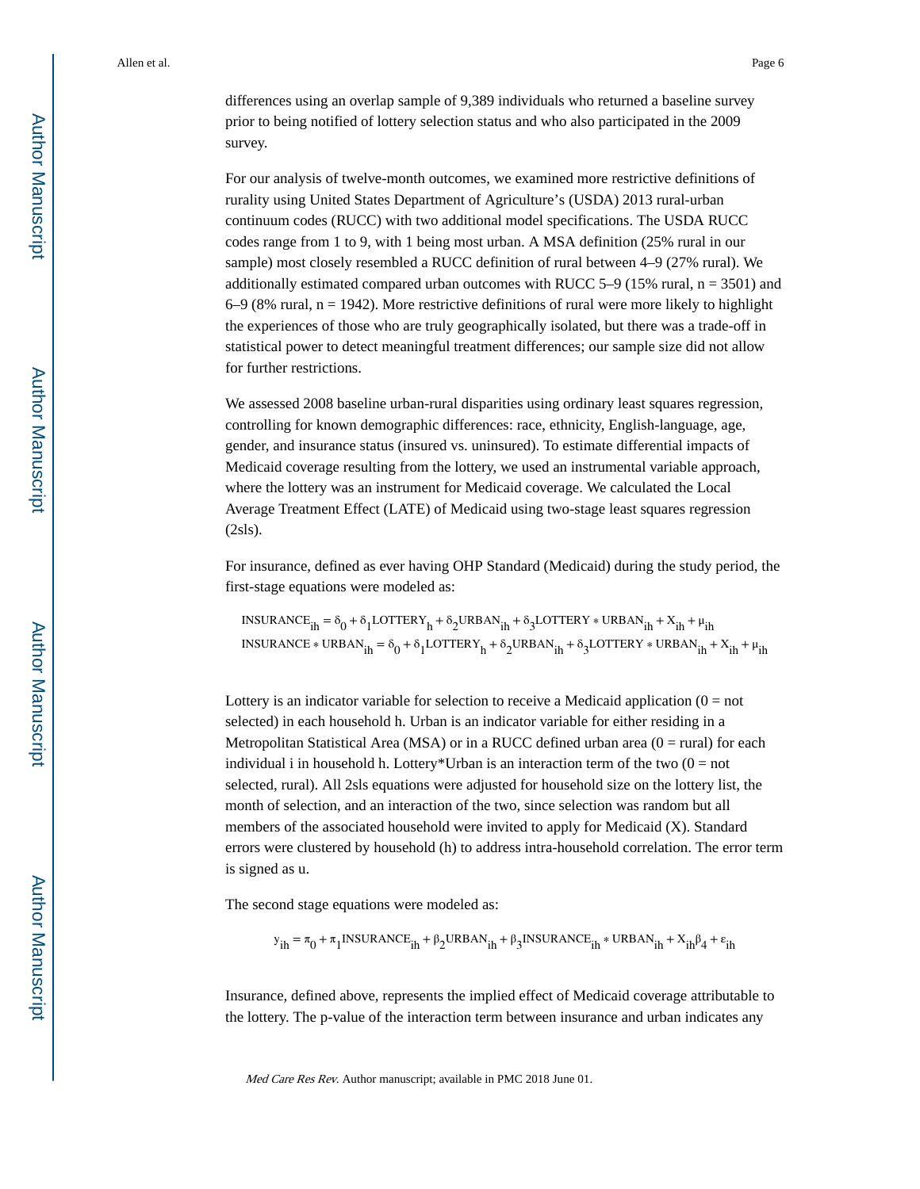differences using an overlap sample of 9,389 individuals who returned a baseline survey prior to being notified of lottery selection status and who also participated in the 2009 survey.

For our analysis of twelve-month outcomes, we examined more restrictive definitions of rurality using United States Department of Agriculture's (USDA) 2013 rural-urban continuum codes (RUCC) with two additional model specifications. The USDA RUCC codes range from 1 to 9, with 1 being most urban. A MSA definition (25% rural in our sample) most closely resembled a RUCC definition of rural between 4–9 (27% rural). We additionally estimated compared urban outcomes with RUCC 5–9 (15% rural, n = 3501) and 6–9 (8% rural, n = 1942). More restrictive definitions of rural were more likely to highlight the experiences of those who are truly geographically isolated, but there was a trade-off in statistical power to detect meaningful treatment differences; our sample size did not allow for further restrictions.

We assessed 2008 baseline urban-rural disparities using ordinary least squares regression, controlling for known demographic differences: race, ethnicity, English-language, age, gender, and insurance status (insured vs. uninsured). To estimate differential impacts of Medicaid coverage resulting from the lottery, we used an instrumental variable approach, where the lottery was an instrument for Medicaid coverage. We calculated the Local Average Treatment Effect (LATE) of Medicaid using two-stage least squares regression (2sls).

For insurance, defined as ever having OHP Standard (Medicaid) during the study period, the first-stage equations were modeled as:

$$\text{INSURANCE}_{ih} = \delta_0 + \delta_1 \text{LOTTERY}_h + \delta_2 \text{URBAN}_{ih} + \delta_3 \text{LOTTERY} * \text{URBAN}_{ih} + X_{ih} + \mu_{ih}$$

$$\text{INSURANCE} * \text{URBAN}_{ih} = \delta_0 + \delta_1 \text{LOTTERY}_h + \delta_2 \text{URBAN}_{ih} + \delta_3 \text{LOTTERY} * \text{URBAN}_{ih} + X_{ih} + \mu_{ih}$$

Lottery is an indicator variable for selection to receive a Medicaid application (0 = not selected) in each household h. Urban is an indicator variable for either residing in a Metropolitan Statistical Area (MSA) or in a RUCC defined urban area (0 = rural) for each individual i in household h. Lottery*Urban is an interaction term of the two (0 = not selected, rural). All 2sls equations were adjusted for household size on the lottery list, the month of selection, and an interaction of the two, since selection was random but all members of the associated household were invited to apply for Medicaid (X). Standard errors were clustered by household (h) to address intra-household correlation. The error term is signed as u.

The second stage equations were modeled as:

$$y_{ih} = \pi_0 + \pi_1 \text{INSURANCE}_{ih} + \beta_2 \text{URBAN}_{ih} + \beta_3 \text{INSURANCE}_{ih} * \text{URBAN}_{ih} + X_{ih}\beta_4 + \varepsilon_{ih}$$

Insurance, defined above, represents the implied effect of Medicaid coverage attributable to the lottery. The p-value of the interaction term between insurance and urban indicates any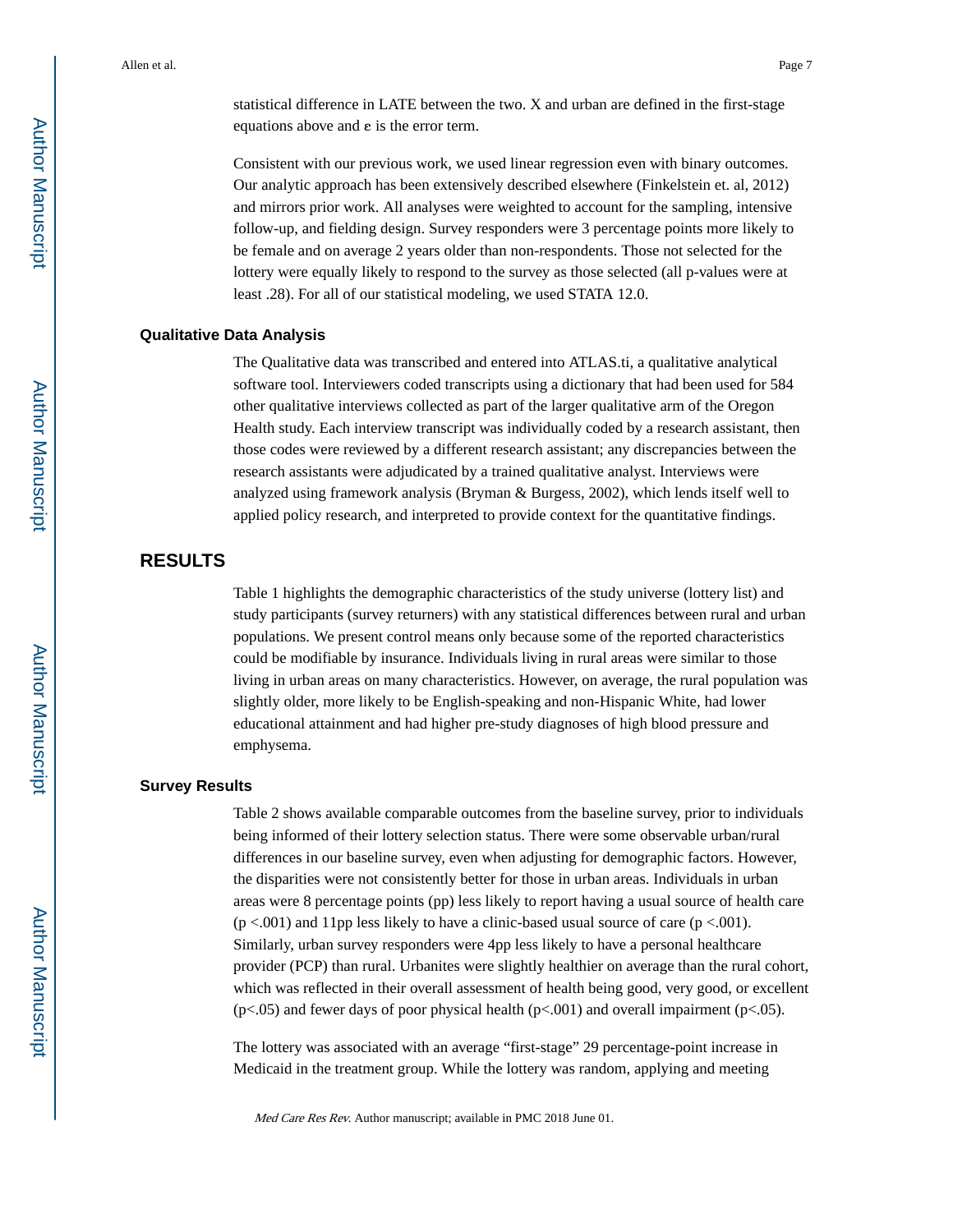statistical difference in LATE between the two. X and urban are defined in the first-stage equations above and ε is the error term.

Consistent with our previous work, we used linear regression even with binary outcomes. Our analytic approach has been extensively described elsewhere (Finkelstein et. al, 2012) and mirrors prior work. All analyses were weighted to account for the sampling, intensive follow-up, and fielding design. Survey responders were 3 percentage points more likely to be female and on average 2 years older than non-respondents. Those not selected for the lottery were equally likely to respond to the survey as those selected (all p-values were at least .28). For all of our statistical modeling, we used STATA 12.0.

### Qualitative Data Analysis

The Qualitative data was transcribed and entered into ATLAS.ti, a qualitative analytical software tool. Interviewers coded transcripts using a dictionary that had been used for 584 other qualitative interviews collected as part of the larger qualitative arm of the Oregon Health study. Each interview transcript was individually coded by a research assistant, then those codes were reviewed by a different research assistant; any discrepancies between the research assistants were adjudicated by a trained qualitative analyst. Interviews were analyzed using framework analysis (Bryman & Burgess, 2002), which lends itself well to applied policy research, and interpreted to provide context for the quantitative findings.

## RESULTS

Table 1 highlights the demographic characteristics of the study universe (lottery list) and study participants (survey returners) with any statistical differences between rural and urban populations. We present control means only because some of the reported characteristics could be modifiable by insurance. Individuals living in rural areas were similar to those living in urban areas on many characteristics. However, on average, the rural population was slightly older, more likely to be English-speaking and non-Hispanic White, had lower educational attainment and had higher pre-study diagnoses of high blood pressure and emphysema.

### Survey Results

Table 2 shows available comparable outcomes from the baseline survey, prior to individuals being informed of their lottery selection status. There were some observable urban/rural differences in our baseline survey, even when adjusting for demographic factors. However, the disparities were not consistently better for those in urban areas. Individuals in urban areas were 8 percentage points (pp) less likely to report having a usual source of health care ($p < .001$) and 11pp less likely to have a clinic-based usual source of care ($p < .001$). Similarly, urban survey responders were 4pp less likely to have a personal healthcare provider (PCP) than rural. Urbanites were slightly healthier on average than the rural cohort, which was reflected in their overall assessment of health being good, very good, or excellent ($p < .05$) and fewer days of poor physical health ($p < .001$) and overall impairment ($p < .05$).

The lottery was associated with an average "first-stage" 29 percentage-point increase in Medicaid in the treatment group. While the lottery was random, applying and meeting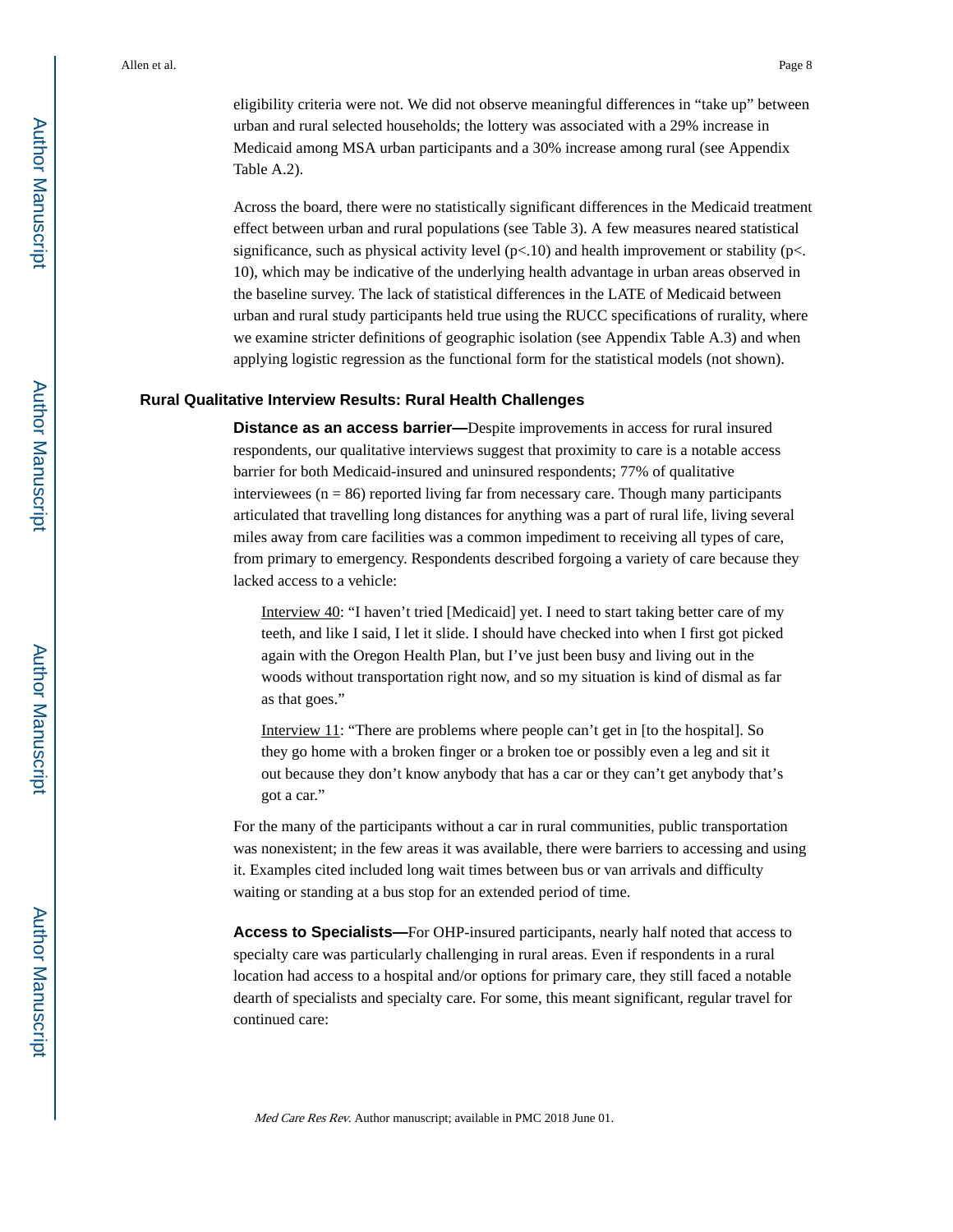eligibility criteria were not. We did not observe meaningful differences in "take up" between urban and rural selected households; the lottery was associated with a 29% increase in Medicaid among MSA urban participants and a 30% increase among rural (see Appendix Table A.2).

Across the board, there were no statistically significant differences in the Medicaid treatment effect between urban and rural populations (see Table 3). A few measures neared statistical significance, such as physical activity level ($p<.10$) and health improvement or stability ($p<.10$), which may be indicative of the underlying health advantage in urban areas observed in the baseline survey. The lack of statistical differences in the LATE of Medicaid between urban and rural study participants held true using the RUCC specifications of rurality, where we examine stricter definitions of geographic isolation (see Appendix Table A.3) and when applying logistic regression as the functional form for the statistical models (not shown).

### Rural Qualitative Interview Results: Rural Health Challenges

**Distance as an access barrier—**Despite improvements in access for rural insured respondents, our qualitative interviews suggest that proximity to care is a notable access barrier for both Medicaid-insured and uninsured respondents; 77% of qualitative interviewees (n = 86) reported living far from necessary care. Though many participants articulated that travelling long distances for anything was a part of rural life, living several miles away from care facilities was a common impediment to receiving all types of care, from primary to emergency. Respondents described forgoing a variety of care because they lacked access to a vehicle:

> Interview 40: "I haven't tried [Medicaid] yet. I need to start taking better care of my teeth, and like I said, I let it slide. I should have checked into when I first got picked again with the Oregon Health Plan, but I've just been busy and living out in the woods without transportation right now, and so my situation is kind of dismal as far as that goes."

> Interview 11: "There are problems where people can't get in [to the hospital]. So they go home with a broken finger or a broken toe or possibly even a leg and sit it out because they don't know anybody that has a car or they can't get anybody that's got a car."

For the many of the participants without a car in rural communities, public transportation was nonexistent; in the few areas it was available, there were barriers to accessing and using it. Examples cited included long wait times between bus or van arrivals and difficulty waiting or standing at a bus stop for an extended period of time.

**Access to Specialists—**For OHP-insured participants, nearly half noted that access to specialty care was particularly challenging in rural areas. Even if respondents in a rural location had access to a hospital and/or options for primary care, they still faced a notable dearth of specialists and specialty care. For some, this meant significant, regular travel for continued care: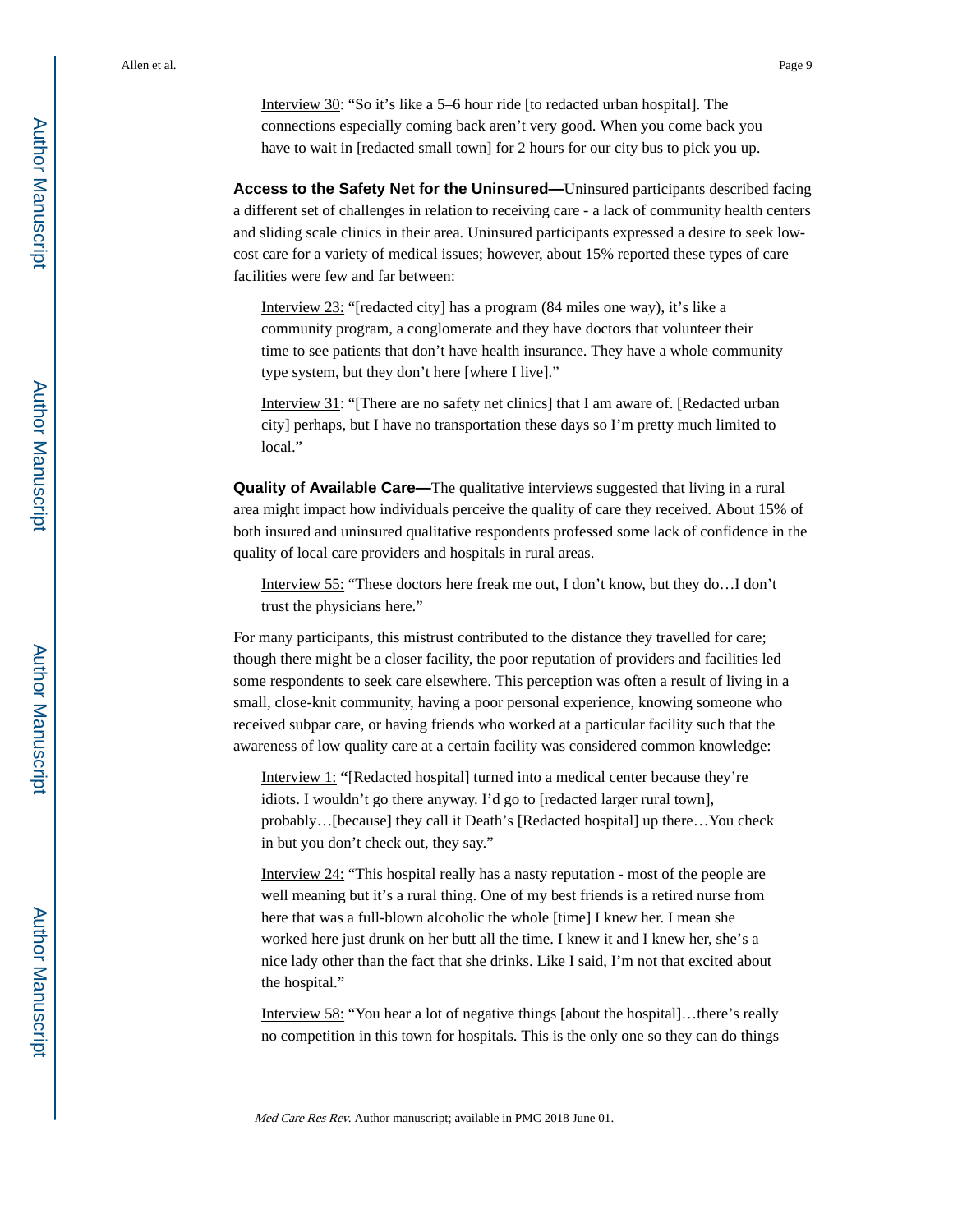Interview 30: "So it's like a 5–6 hour ride [to redacted urban hospital]. The connections especially coming back aren't very good. When you come back you have to wait in [redacted small town] for 2 hours for our city bus to pick you up.

**Access to the Safety Net for the Uninsured—**Uninsured participants described facing a different set of challenges in relation to receiving care - a lack of community health centers and sliding scale clinics in their area. Uninsured participants expressed a desire to seek low-cost care for a variety of medical issues; however, about 15% reported these types of care facilities were few and far between:

Interview 23: "[redacted city] has a program (84 miles one way), it's like a community program, a conglomerate and they have doctors that volunteer their time to see patients that don't have health insurance. They have a whole community type system, but they don't here [where I live]."

Interview 31: "[There are no safety net clinics] that I am aware of. [Redacted urban city] perhaps, but I have no transportation these days so I'm pretty much limited to local."

**Quality of Available Care—**The qualitative interviews suggested that living in a rural area might impact how individuals perceive the quality of care they received. About 15% of both insured and uninsured qualitative respondents professed some lack of confidence in the quality of local care providers and hospitals in rural areas.

Interview 55: "These doctors here freak me out, I don't know, but they do…I don't trust the physicians here."

For many participants, this mistrust contributed to the distance they travelled for care; though there might be a closer facility, the poor reputation of providers and facilities led some respondents to seek care elsewhere. This perception was often a result of living in a small, close-knit community, having a poor personal experience, knowing someone who received subpar care, or having friends who worked at a particular facility such that the awareness of low quality care at a certain facility was considered common knowledge:

Interview 1: **"**[Redacted hospital] turned into a medical center because they're idiots. I wouldn't go there anyway. I'd go to [redacted larger rural town], probably…[because] they call it Death's [Redacted hospital] up there…You check in but you don't check out, they say."

Interview 24: "This hospital really has a nasty reputation - most of the people are well meaning but it's a rural thing. One of my best friends is a retired nurse from here that was a full-blown alcoholic the whole [time] I knew her. I mean she worked here just drunk on her butt all the time. I knew it and I knew her, she's a nice lady other than the fact that she drinks. Like I said, I'm not that excited about the hospital."

Interview 58: "You hear a lot of negative things [about the hospital]…there's really no competition in this town for hospitals. This is the only one so they can do things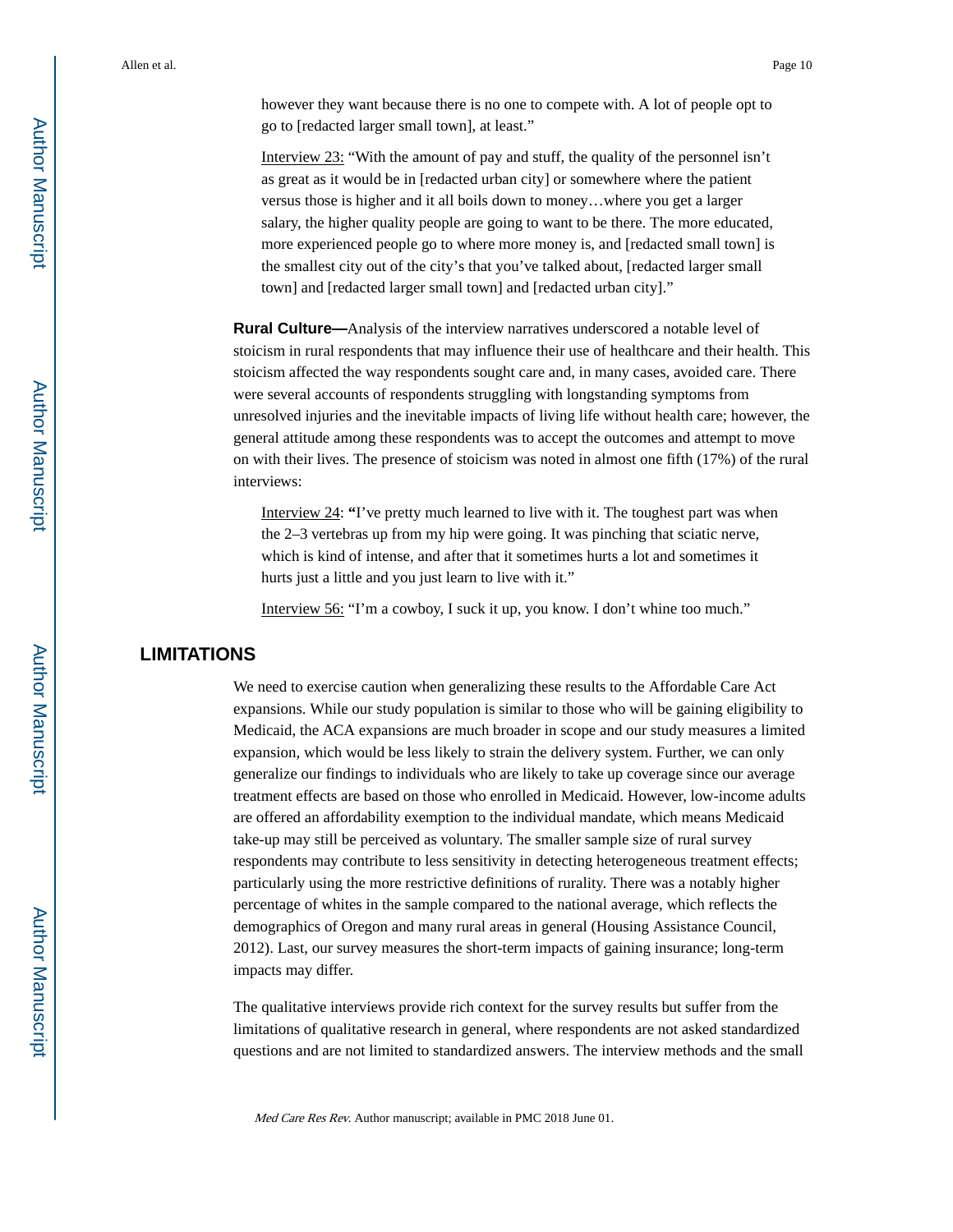however they want because there is no one to compete with. A lot of people opt to go to [redacted larger small town], at least."

Interview 23: "With the amount of pay and stuff, the quality of the personnel isn't as great as it would be in [redacted urban city] or somewhere where the patient versus those is higher and it all boils down to money…where you get a larger salary, the higher quality people are going to want to be there. The more educated, more experienced people go to where more money is, and [redacted small town] is the smallest city out of the city's that you've talked about, [redacted larger small town] and [redacted larger small town] and [redacted urban city]."

**Rural Culture—**Analysis of the interview narratives underscored a notable level of stoicism in rural respondents that may influence their use of healthcare and their health. This stoicism affected the way respondents sought care and, in many cases, avoided care. There were several accounts of respondents struggling with longstanding symptoms from unresolved injuries and the inevitable impacts of living life without health care; however, the general attitude among these respondents was to accept the outcomes and attempt to move on with their lives. The presence of stoicism was noted in almost one fifth (17%) of the rural interviews:

Interview 24: **"**I've pretty much learned to live with it. The toughest part was when the 2–3 vertebras up from my hip were going. It was pinching that sciatic nerve, which is kind of intense, and after that it sometimes hurts a lot and sometimes it hurts just a little and you just learn to live with it."

Interview 56: "I'm a cowboy, I suck it up, you know. I don't whine too much."

## LIMITATIONS

We need to exercise caution when generalizing these results to the Affordable Care Act expansions. While our study population is similar to those who will be gaining eligibility to Medicaid, the ACA expansions are much broader in scope and our study measures a limited expansion, which would be less likely to strain the delivery system. Further, we can only generalize our findings to individuals who are likely to take up coverage since our average treatment effects are based on those who enrolled in Medicaid. However, low-income adults are offered an affordability exemption to the individual mandate, which means Medicaid take-up may still be perceived as voluntary. The smaller sample size of rural survey respondents may contribute to less sensitivity in detecting heterogeneous treatment effects; particularly using the more restrictive definitions of rurality. There was a notably higher percentage of whites in the sample compared to the national average, which reflects the demographics of Oregon and many rural areas in general (Housing Assistance Council, 2012). Last, our survey measures the short-term impacts of gaining insurance; long-term impacts may differ.

The qualitative interviews provide rich context for the survey results but suffer from the limitations of qualitative research in general, where respondents are not asked standardized questions and are not limited to standardized answers. The interview methods and the small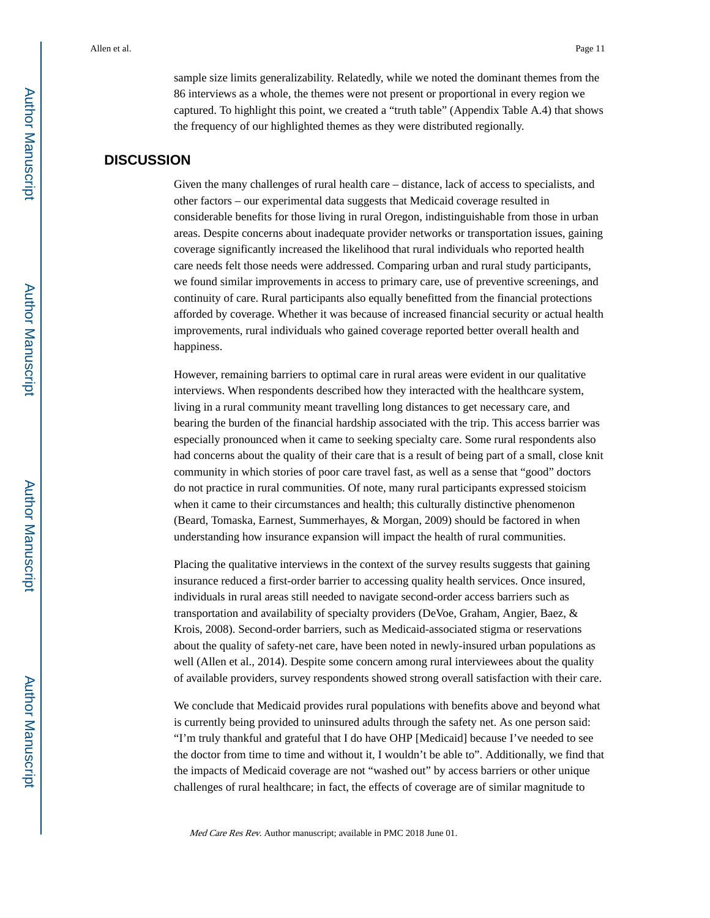sample size limits generalizability. Relatedly, while we noted the dominant themes from the 86 interviews as a whole, the themes were not present or proportional in every region we captured. To highlight this point, we created a "truth table" (Appendix Table A.4) that shows the frequency of our highlighted themes as they were distributed regionally.

## DISCUSSION

Given the many challenges of rural health care – distance, lack of access to specialists, and other factors – our experimental data suggests that Medicaid coverage resulted in considerable benefits for those living in rural Oregon, indistinguishable from those in urban areas. Despite concerns about inadequate provider networks or transportation issues, gaining coverage significantly increased the likelihood that rural individuals who reported health care needs felt those needs were addressed. Comparing urban and rural study participants, we found similar improvements in access to primary care, use of preventive screenings, and continuity of care. Rural participants also equally benefitted from the financial protections afforded by coverage. Whether it was because of increased financial security or actual health improvements, rural individuals who gained coverage reported better overall health and happiness.

However, remaining barriers to optimal care in rural areas were evident in our qualitative interviews. When respondents described how they interacted with the healthcare system, living in a rural community meant travelling long distances to get necessary care, and bearing the burden of the financial hardship associated with the trip. This access barrier was especially pronounced when it came to seeking specialty care. Some rural respondents also had concerns about the quality of their care that is a result of being part of a small, close knit community in which stories of poor care travel fast, as well as a sense that "good" doctors do not practice in rural communities. Of note, many rural participants expressed stoicism when it came to their circumstances and health; this culturally distinctive phenomenon (Beard, Tomaska, Earnest, Summerhayes, & Morgan, 2009) should be factored in when understanding how insurance expansion will impact the health of rural communities.

Placing the qualitative interviews in the context of the survey results suggests that gaining insurance reduced a first-order barrier to accessing quality health services. Once insured, individuals in rural areas still needed to navigate second-order access barriers such as transportation and availability of specialty providers (DeVoe, Graham, Angier, Baez, & Krois, 2008). Second-order barriers, such as Medicaid-associated stigma or reservations about the quality of safety-net care, have been noted in newly-insured urban populations as well (Allen et al., 2014). Despite some concern among rural interviewees about the quality of available providers, survey respondents showed strong overall satisfaction with their care.

We conclude that Medicaid provides rural populations with benefits above and beyond what is currently being provided to uninsured adults through the safety net. As one person said: "I'm truly thankful and grateful that I do have OHP [Medicaid] because I've needed to see the doctor from time to time and without it, I wouldn't be able to". Additionally, we find that the impacts of Medicaid coverage are not "washed out" by access barriers or other unique challenges of rural healthcare; in fact, the effects of coverage are of similar magnitude to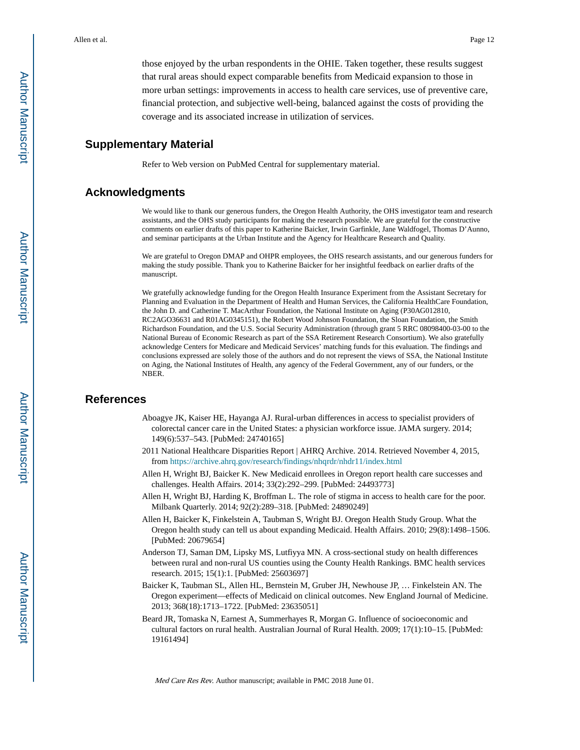those enjoyed by the urban respondents in the OHIE. Taken together, these results suggest that rural areas should expect comparable benefits from Medicaid expansion to those in more urban settings: improvements in access to health care services, use of preventive care, financial protection, and subjective well-being, balanced against the costs of providing the coverage and its associated increase in utilization of services.

## Supplementary Material

Refer to Web version on PubMed Central for supplementary material.

## Acknowledgments

We would like to thank our generous funders, the Oregon Health Authority, the OHS investigator team and research assistants, and the OHS study participants for making the research possible. We are grateful for the constructive comments on earlier drafts of this paper to Katherine Baicker, Irwin Garfinkle, Jane Waldfogel, Thomas D'Aunno, and seminar participants at the Urban Institute and the Agency for Healthcare Research and Quality.

We are grateful to Oregon DMAP and OHPR employees, the OHS research assistants, and our generous funders for making the study possible. Thank you to Katherine Baicker for her insightful feedback on earlier drafts of the manuscript.

We gratefully acknowledge funding for the Oregon Health Insurance Experiment from the Assistant Secretary for Planning and Evaluation in the Department of Health and Human Services, the California HealthCare Foundation, the John D. and Catherine T. MacArthur Foundation, the National Institute on Aging (P30AG012810, RC2AGO36631 and R01AG0345151), the Robert Wood Johnson Foundation, the Sloan Foundation, the Smith Richardson Foundation, and the U.S. Social Security Administration (through grant 5 RRC 08098400-03-00 to the National Bureau of Economic Research as part of the SSA Retirement Research Consortium). We also gratefully acknowledge Centers for Medicare and Medicaid Services' matching funds for this evaluation. The findings and conclusions expressed are solely those of the authors and do not represent the views of SSA, the National Institute on Aging, the National Institutes of Health, any agency of the Federal Government, any of our funders, or the NBER.

## References

Aboagye JK, Kaiser HE, Hayanga AJ. Rural-urban differences in access to specialist providers of colorectal cancer care in the United States: a physician workforce issue. JAMA surgery. 2014; 149(6):537–543. [PubMed: 24740165]

2011 National Healthcare Disparities Report | AHRQ Archive. 2014. Retrieved November 4, 2015, from https://archive.ahrq.gov/research/findings/nhqrdr/nhdr11/index.html

Allen H, Wright BJ, Baicker K. New Medicaid enrollees in Oregon report health care successes and challenges. Health Affairs. 2014; 33(2):292–299. [PubMed: 24493773]

Allen H, Wright BJ, Harding K, Broffman L. The role of stigma in access to health care for the poor. Milbank Quarterly. 2014; 92(2):289–318. [PubMed: 24890249]

Allen H, Baicker K, Finkelstein A, Taubman S, Wright BJ. Oregon Health Study Group. What the Oregon health study can tell us about expanding Medicaid. Health Affairs. 2010; 29(8):1498–1506. [PubMed: 20679654]

Anderson TJ, Saman DM, Lipsky MS, Lutfiyya MN. A cross-sectional study on health differences between rural and non-rural US counties using the County Health Rankings. BMC health services research. 2015; 15(1):1. [PubMed: 25603697]

Baicker K, Taubman SL, Allen HL, Bernstein M, Gruber JH, Newhouse JP, … Finkelstein AN. The Oregon experiment—effects of Medicaid on clinical outcomes. New England Journal of Medicine. 2013; 368(18):1713–1722. [PubMed: 23635051]

Beard JR, Tomaska N, Earnest A, Summerhayes R, Morgan G. Influence of socioeconomic and cultural factors on rural health. Australian Journal of Rural Health. 2009; 17(1):10–15. [PubMed: 19161494]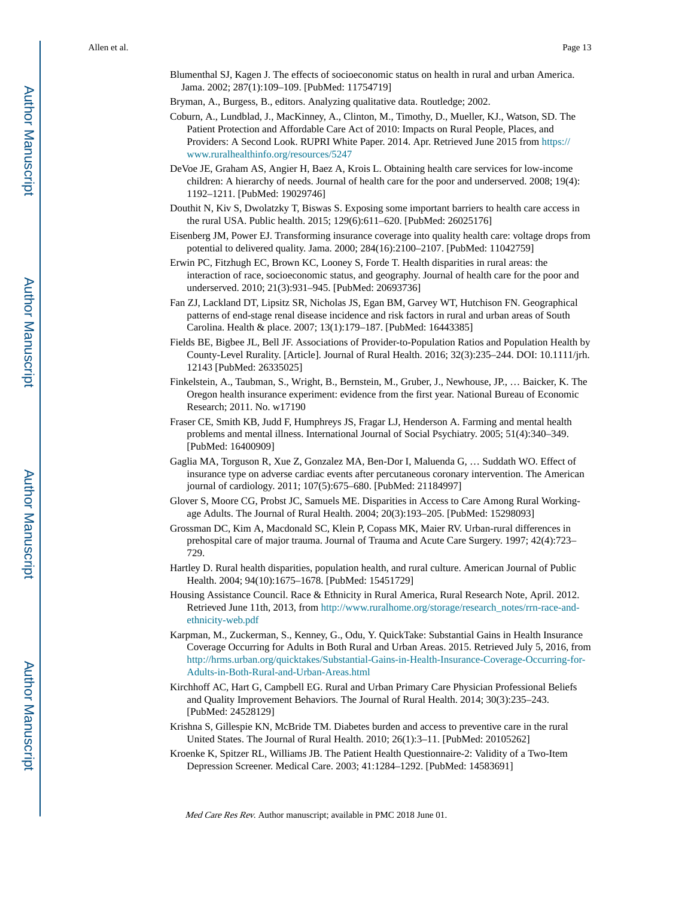Blumenthal SJ, Kagen J. The effects of socioeconomic status on health in rural and urban America. Jama. 2002; 287(1):109–109. [PubMed: 11754719]

Bryman, A., Burgess, B., editors. Analyzing qualitative data. Routledge; 2002.

Coburn, A., Lundblad, J., MacKinney, A., Clinton, M., Timothy, D., Mueller, KJ., Watson, SD. The Patient Protection and Affordable Care Act of 2010: Impacts on Rural People, Places, and Providers: A Second Look. RUPRI White Paper. 2014. Apr. Retrieved June 2015 from https://www.ruralhealthinfo.org/resources/5247

DeVoe JE, Graham AS, Angier H, Baez A, Krois L. Obtaining health care services for low-income children: A hierarchy of needs. Journal of health care for the poor and underserved. 2008; 19(4): 1192–1211. [PubMed: 19029746]

Douthit N, Kiv S, Dwolatzky T, Biswas S. Exposing some important barriers to health care access in the rural USA. Public health. 2015; 129(6):611–620. [PubMed: 26025176]

Eisenberg JM, Power EJ. Transforming insurance coverage into quality health care: voltage drops from potential to delivered quality. Jama. 2000; 284(16):2100–2107. [PubMed: 11042759]

Erwin PC, Fitzhugh EC, Brown KC, Looney S, Forde T. Health disparities in rural areas: the interaction of race, socioeconomic status, and geography. Journal of health care for the poor and underserved. 2010; 21(3):931–945. [PubMed: 20693736]

Fan ZJ, Lackland DT, Lipsitz SR, Nicholas JS, Egan BM, Garvey WT, Hutchison FN. Geographical patterns of end-stage renal disease incidence and risk factors in rural and urban areas of South Carolina. Health & place. 2007; 13(1):179–187. [PubMed: 16443385]

Fields BE, Bigbee JL, Bell JF. Associations of Provider-to-Population Ratios and Population Health by County-Level Rurality. [Article]. Journal of Rural Health. 2016; 32(3):235–244. DOI: 10.1111/jrh.12143 [PubMed: 26335025]

Finkelstein, A., Taubman, S., Wright, B., Bernstein, M., Gruber, J., Newhouse, JP., … Baicker, K. The Oregon health insurance experiment: evidence from the first year. National Bureau of Economic Research; 2011. No. w17190

Fraser CE, Smith KB, Judd F, Humphreys JS, Fragar LJ, Henderson A. Farming and mental health problems and mental illness. International Journal of Social Psychiatry. 2005; 51(4):340–349. [PubMed: 16400909]

Gaglia MA, Torguson R, Xue Z, Gonzalez MA, Ben-Dor I, Maluenda G, … Suddath WO. Effect of insurance type on adverse cardiac events after percutaneous coronary intervention. The American journal of cardiology. 2011; 107(5):675–680. [PubMed: 21184997]

Glover S, Moore CG, Probst JC, Samuels ME. Disparities in Access to Care Among Rural Working-age Adults. The Journal of Rural Health. 2004; 20(3):193–205. [PubMed: 15298093]

Grossman DC, Kim A, Macdonald SC, Klein P, Copass MK, Maier RV. Urban-rural differences in prehospital care of major trauma. Journal of Trauma and Acute Care Surgery. 1997; 42(4):723–729.

Hartley D. Rural health disparities, population health, and rural culture. American Journal of Public Health. 2004; 94(10):1675–1678. [PubMed: 15451729]

Housing Assistance Council. Race & Ethnicity in Rural America, Rural Research Note, April. 2012. Retrieved June 11th, 2013, from http://www.ruralhome.org/storage/research_notes/rrn-race-and-ethnicity-web.pdf

Karpman, M., Zuckerman, S., Kenney, G., Odu, Y. QuickTake: Substantial Gains in Health Insurance Coverage Occurring for Adults in Both Rural and Urban Areas. 2015. Retrieved July 5, 2016, from http://hrms.urban.org/quicktakes/Substantial-Gains-in-Health-Insurance-Coverage-Occurring-for-Adults-in-Both-Rural-and-Urban-Areas.html

Kirchhoff AC, Hart G, Campbell EG. Rural and Urban Primary Care Physician Professional Beliefs and Quality Improvement Behaviors. The Journal of Rural Health. 2014; 30(3):235–243. [PubMed: 24528129]

Krishna S, Gillespie KN, McBride TM. Diabetes burden and access to preventive care in the rural United States. The Journal of Rural Health. 2010; 26(1):3–11. [PubMed: 20105262]

Kroenke K, Spitzer RL, Williams JB. The Patient Health Questionnaire-2: Validity of a Two-Item Depression Screener. Medical Care. 2003; 41:1284–1292. [PubMed: 14583691]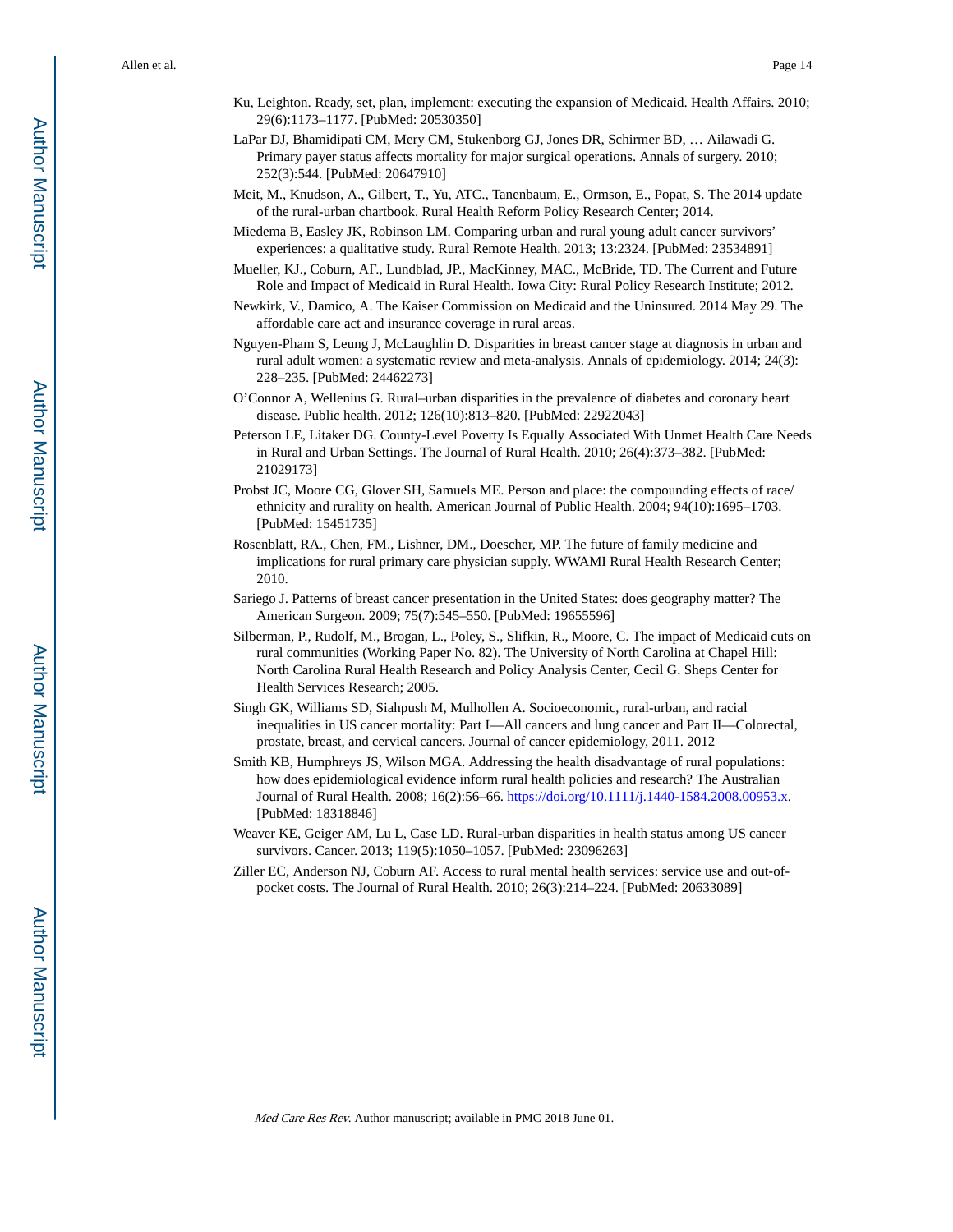Ku, Leighton. Ready, set, plan, implement: executing the expansion of Medicaid. Health Affairs. 2010; 29(6):1173–1177. [PubMed: 20530350]

LaPar DJ, Bhamidipati CM, Mery CM, Stukenborg GJ, Jones DR, Schirmer BD, … Ailawadi G. Primary payer status affects mortality for major surgical operations. Annals of surgery. 2010; 252(3):544. [PubMed: 20647910]

Meit, M., Knudson, A., Gilbert, T., Yu, ATC., Tanenbaum, E., Ormson, E., Popat, S. The 2014 update of the rural-urban chartbook. Rural Health Reform Policy Research Center; 2014.

Miedema B, Easley JK, Robinson LM. Comparing urban and rural young adult cancer survivors' experiences: a qualitative study. Rural Remote Health. 2013; 13:2324. [PubMed: 23534891]

Mueller, KJ., Coburn, AF., Lundblad, JP., MacKinney, MAC., McBride, TD. The Current and Future Role and Impact of Medicaid in Rural Health. Iowa City: Rural Policy Research Institute; 2012.

Newkirk, V., Damico, A. The Kaiser Commission on Medicaid and the Uninsured. 2014 May 29. The affordable care act and insurance coverage in rural areas.

Nguyen-Pham S, Leung J, McLaughlin D. Disparities in breast cancer stage at diagnosis in urban and rural adult women: a systematic review and meta-analysis. Annals of epidemiology. 2014; 24(3): 228–235. [PubMed: 24462273]

O'Connor A, Wellenius G. Rural–urban disparities in the prevalence of diabetes and coronary heart disease. Public health. 2012; 126(10):813–820. [PubMed: 22922043]

Peterson LE, Litaker DG. County-Level Poverty Is Equally Associated With Unmet Health Care Needs in Rural and Urban Settings. The Journal of Rural Health. 2010; 26(4):373–382. [PubMed: 21029173]

Probst JC, Moore CG, Glover SH, Samuels ME. Person and place: the compounding effects of race/ ethnicity and rurality on health. American Journal of Public Health. 2004; 94(10):1695–1703. [PubMed: 15451735]

Rosenblatt, RA., Chen, FM., Lishner, DM., Doescher, MP. The future of family medicine and implications for rural primary care physician supply. WWAMI Rural Health Research Center; 2010.

Sariego J. Patterns of breast cancer presentation in the United States: does geography matter? The American Surgeon. 2009; 75(7):545–550. [PubMed: 19655596]

Silberman, P., Rudolf, M., Brogan, L., Poley, S., Slifkin, R., Moore, C. The impact of Medicaid cuts on rural communities (Working Paper No. 82). The University of North Carolina at Chapel Hill: North Carolina Rural Health Research and Policy Analysis Center, Cecil G. Sheps Center for Health Services Research; 2005.

Singh GK, Williams SD, Siahpush M, Mulhollen A. Socioeconomic, rural-urban, and racial inequalities in US cancer mortality: Part I—All cancers and lung cancer and Part II—Colorectal, prostate, breast, and cervical cancers. Journal of cancer epidemiology, 2011. 2012

Smith KB, Humphreys JS, Wilson MGA. Addressing the health disadvantage of rural populations: how does epidemiological evidence inform rural health policies and research? The Australian Journal of Rural Health. 2008; 16(2):56–66. https://doi.org/10.1111/j.1440-1584.2008.00953.x. [PubMed: 18318846]

Weaver KE, Geiger AM, Lu L, Case LD. Rural-urban disparities in health status among US cancer survivors. Cancer. 2013; 119(5):1050–1057. [PubMed: 23096263]

Ziller EC, Anderson NJ, Coburn AF. Access to rural mental health services: service use and out-of-pocket costs. The Journal of Rural Health. 2010; 26(3):214–224. [PubMed: 20633089]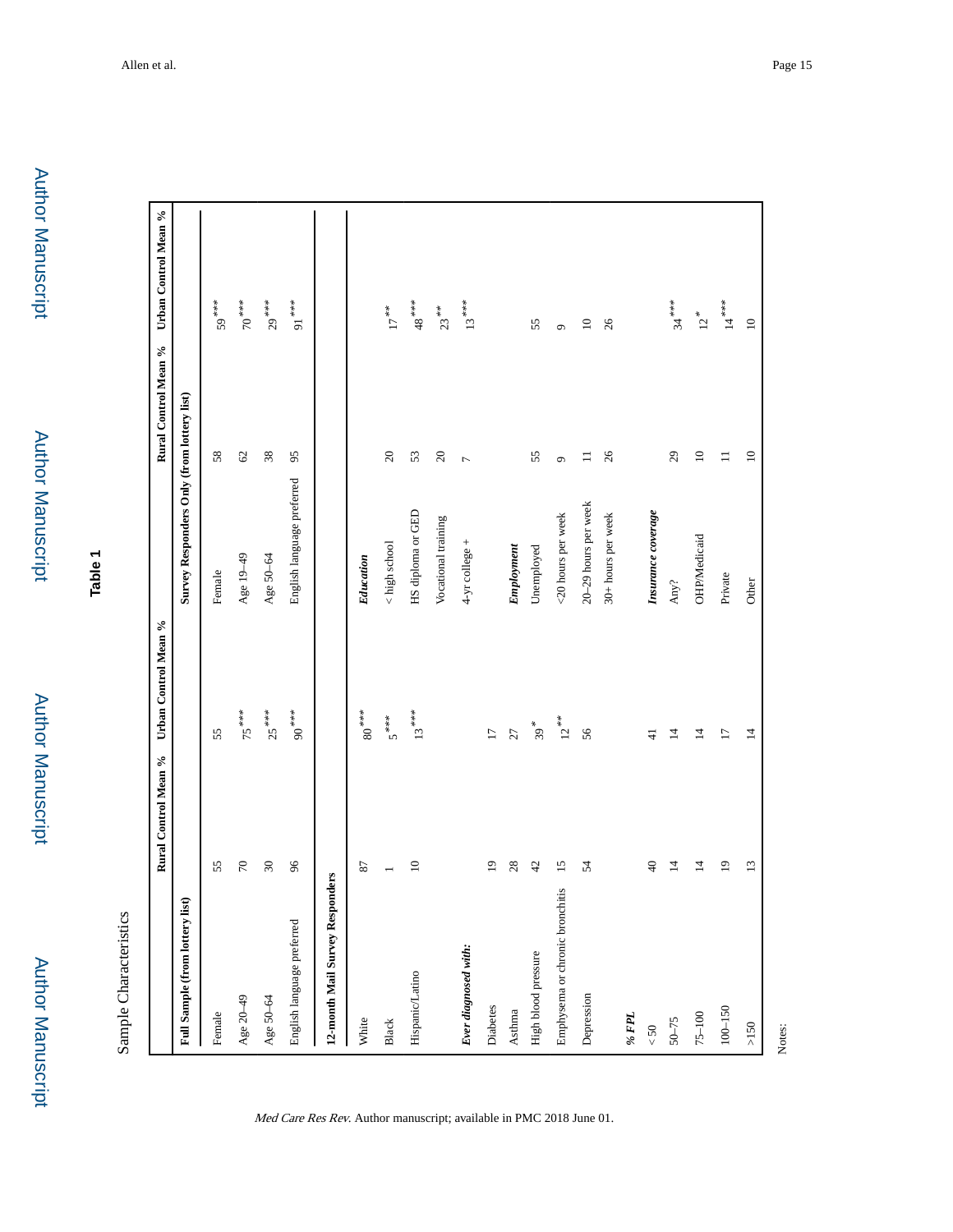# Table 1

Sample Characteristics

| | Rural Control Mean % | Urban Control Mean % | | Rural Control Mean % | Urban Control Mean % |
|---|---|---|---|---|---|
| **Full Sample (from lottery list)** | | | **Survey Responders Only (from lottery list)** | | |
| Female | 55 | 55 | Female | 58 | 59*** |
| Age 20–49 | 70 | 75*** | Age 19–49 | 62 | 70*** |
| Age 50–64 | 30 | 25*** | Age 50–64 | 38 | 29*** |
| English language preferred | 96 | 90*** | English language preferred | 95 | 91*** |
| **12-month Mail Survey Responders** | | | | | |
| White | 87 | 80*** | ***Education*** | | |
| Black | 1 | 5*** | < high school | 20 | 17** |
| Hispanic/Latino | 10 | 13*** | HS diploma or GED | 53 | 48*** |
| | | | Vocational training | 20 | 23** |
| ***Ever diagnosed with:*** | | | 4-yr college + | 7 | 13*** |
| Diabetes | 19 | 17 | | | |
| Asthma | 28 | 27 | ***Employment*** | | |
| High blood pressure | 42 | 39* | Unemployed | 55 | 55 |
| Emphysema or chronic bronchitis | 15 | 12** | <20 hours per week | 9 | 9 |
| Depression | 54 | 56 | 20–29 hours per week | 11 | 10 |
| | | | 30+ hours per week | 26 | 26 |
| ***% FPL*** | | | ***Insurance coverage*** | | |
| < 50 | 40 | 41 | | | |
| 50–75 | 14 | 14 | Any? | 29 | 34*** |
| 75–100 | 14 | 14 | OHP/Medicaid | 10 | 12* |
| 100–150 | 19 | 17 | Private | 11 | 14*** |
| >150 | 13 | 14 | Other | 10 | 10 |

Notes: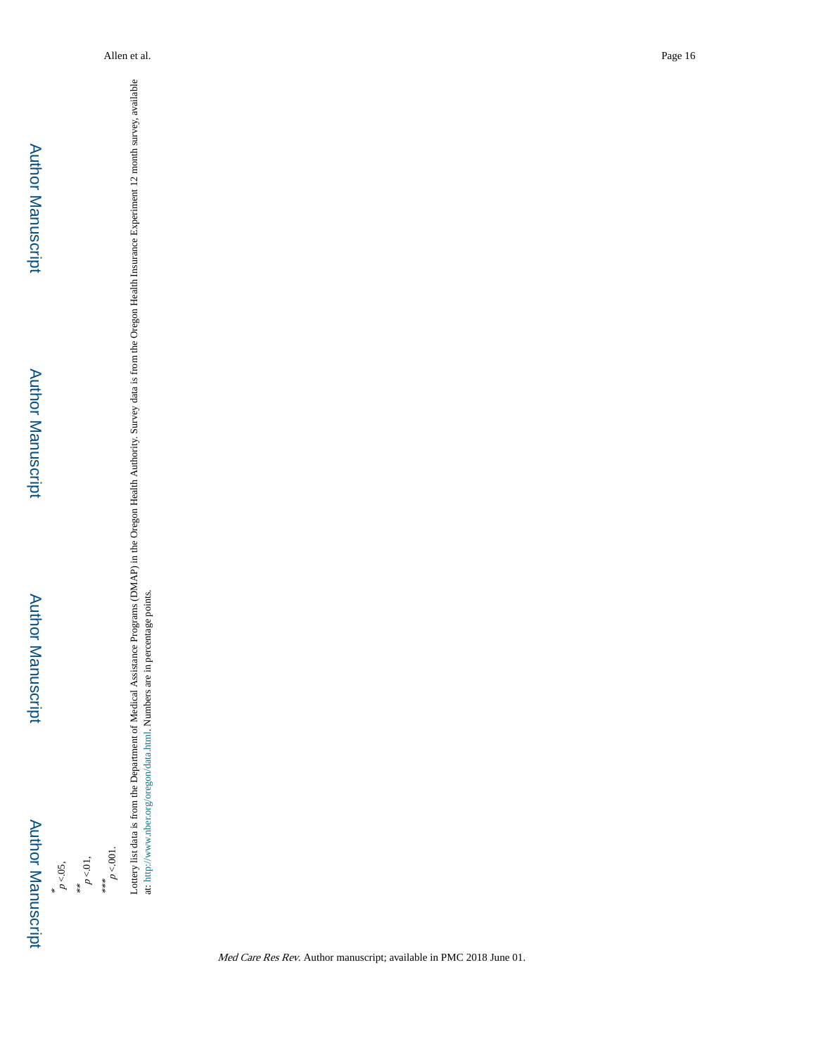* $p < .05$,

** $p < .01$,

*** $p < .001$.

Lottery list data is from the Department of Medical Assistance Programs (DMAP) in the Oregon Health Authority. Survey data is from the Oregon Health Insurance Experiment 12 month survey, available at: http://www.nber.org/oregon/data.html. Numbers are in percentage points.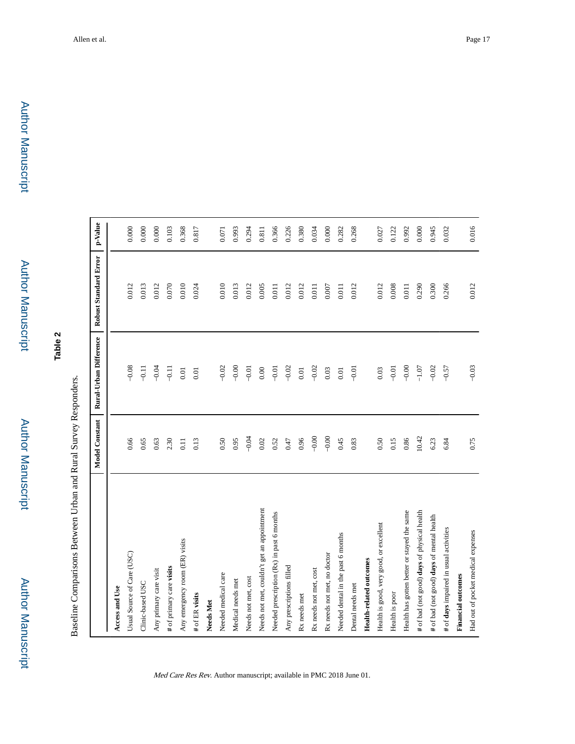## Table 2

Baseline Comparisons Between Urban and Rural Survey Responders.

| | Model Constant | Rural-Urban Difference | Robust Standard Error | p-Value |
|---|---|---|---|---|
| **Access and Use** | | | | |
| Usual Source of Care (USC) | 0.66 | −0.08 | 0.012 | 0.000 |
| Clinic-based USC | 0.65 | −0.11 | 0.013 | 0.000 |
| Any primary care visit | 0.63 | −0.04 | 0.012 | 0.000 |
| # of primary care **visits** | 2.30 | −0.11 | 0.070 | 0.103 |
| Any emergency room (ER) visits | 0.11 | 0.01 | 0.010 | 0.368 |
| # of ER **visits** | 0.13 | 0.01 | 0.024 | 0.817 |
| **Needs Met** | | | | |
| Needed medical care | 0.50 | −0.02 | 0.010 | 0.071 |
| Medical needs met | 0.95 | −0.00 | 0.013 | 0.993 |
| Needs not met, cost | −0.04 | −0.01 | 0.012 | 0.294 |
| Needs not met, couldn't get an appointment | 0.02 | 0.00 | 0.005 | 0.811 |
| Needed prescription (Rx) in past 6 months | 0.52 | −0.01 | 0.011 | 0.366 |
| Any prescriptions filled | 0.47 | −0.02 | 0.012 | 0.226 |
| Rx needs met | 0.96 | 0.01 | 0.012 | 0.380 |
| Rx needs not met, cost | −0.00 | −0.02 | 0.011 | 0.034 |
| Rx needs not met, no doctor | −0.00 | 0.03 | 0.007 | 0.000 |
| Needed dental in the past 6 months | 0.45 | 0.01 | 0.011 | 0.282 |
| Dental needs met | 0.83 | −0.01 | 0.012 | 0.268 |
| **Health-related outcomes** | | | | |
| Health is good, very good, or excellent | 0.50 | 0.03 | 0.012 | 0.027 |
| Health is poor | 0.15 | −0.01 | 0.008 | 0.122 |
| Health has gotten better or stayed the same | 0.86 | −0.00 | 0.011 | 0.992 |
| # of bad (not good) **days** of physical health | 10.42 | −1.07 | 0.290 | 0.000 |
| # of bad (not good) **days** of mental health | 6.23 | −0.02 | 0.300 | 0.945 |
| # of **days** impaired in usual activities | 6.84 | −0.57 | 0.266 | 0.032 |
| **Financial outcomes** | | | | |
| Had out of pocket medical expenses | 0.75 | −0.03 | 0.012 | 0.016 |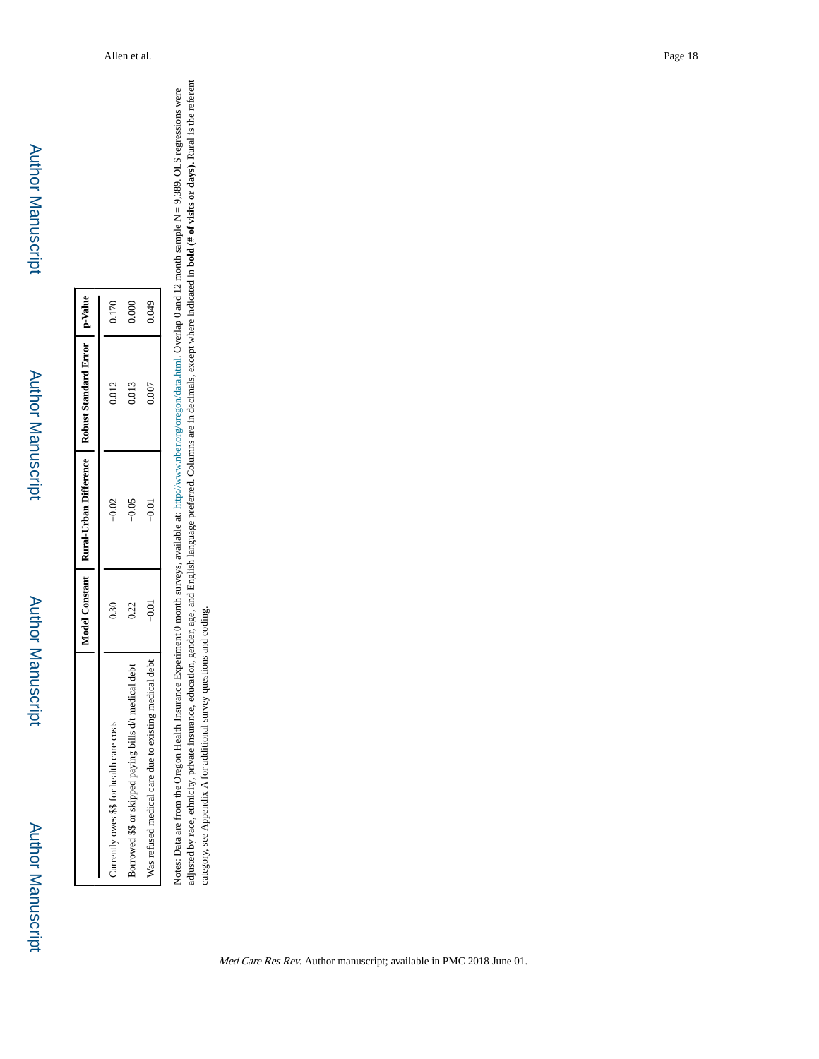| | Model Constant | Rural-Urban Difference | Robust Standard Error | p-Value |
|---|---|---|---|---|
| Currently owes $$ for health care costs | 0.30 | −0.02 | 0.012 | 0.170 |
| Borrowed $$ or skipped paying bills d/t medical debt | 0.22 | −0.05 | 0.013 | 0.000 |
| Was refused medical care due to existing medical debt | −0.01 | −0.01 | 0.007 | 0.049 |

Notes: Data are from the Oregon Health Insurance Experiment 0 month surveys, available at: http://www.nber.org/oregon/data.html. Overlap 0 and 12 month sample N = 9,389. OLS regressions were adjusted by race, ethnicity, private insurance, education, gender, age, and English language preferred. Columns are in decimals, except where indicated in **bold (# of visits or days).** Rural is the referent category, see Appendix A for additional survey questions and coding.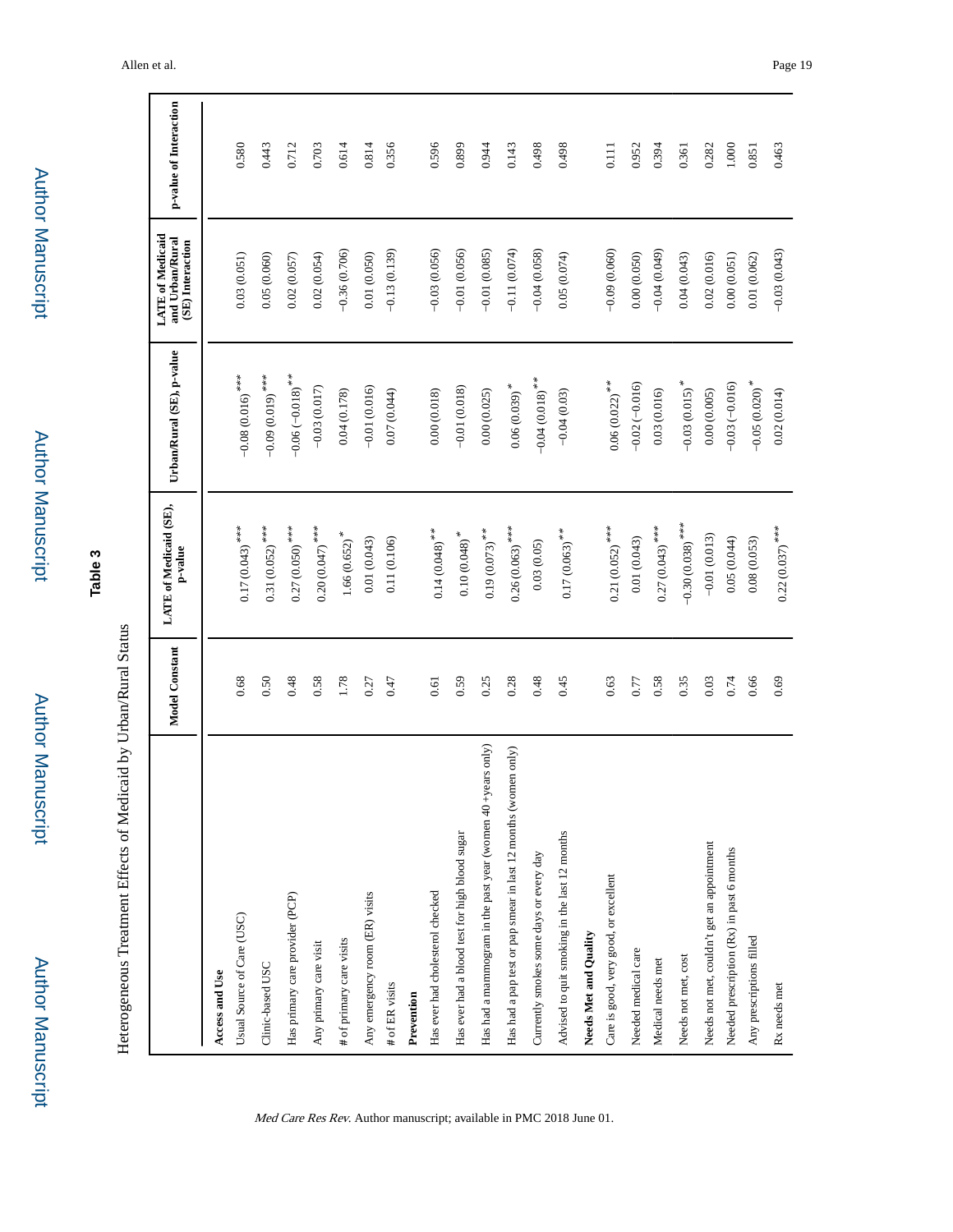# Table 3

Heterogeneous Treatment Effects of Medicaid by Urban/Rural Status

| | Model Constant | LATE of Medicaid (SE), p-value | Urban/Rural (SE), p-value | LATE of Medicaid and Urban/Rural (SE) Interaction | p-value of Interaction |
|---|---|---|---|---|---|
| **Access and Use** | | | | | |
| Usual Source of Care (USC) | 0.68 | 0.17 (0.043)*** | −0.08 (0.016)*** | 0.03 (0.051) | 0.580 |
| Clinic-based USC | 0.50 | 0.31 (0.052)*** | −0.09 (0.019)*** | 0.05 (0.060) | 0.443 |
| Has primary care provider (PCP) | 0.48 | 0.27 (0.050)*** | −0.06 (−0.018)** | 0.02 (0.057) | 0.712 |
| Any primary care visit | 0.58 | 0.20 (0.047)*** | −0.03 (0.017) | 0.02 (0.054) | 0.703 |
| # of primary care visits | 1.78 | 1.66 (0.652)* | 0.04 (0.178) | −0.36 (0.706) | 0.614 |
| Any emergency room (ER) visits | 0.27 | 0.01 (0.043) | −0.01 (0.016) | 0.01 (0.050) | 0.814 |
| # of ER visits | 0.47 | 0.11 (0.106) | 0.07 (0.044) | −0.13 (0.139) | 0.356 |
| **Prevention** | | | | | |
| Has ever had cholesterol checked | 0.61 | 0.14 (0.048)** | 0.00 (0.018) | −0.03 (0.056) | 0.596 |
| Has ever had a blood test for high blood sugar | 0.59 | 0.10 (0.048)* | −0.01 (0.018) | −0.01 (0.056) | 0.899 |
| Has had a mammogram in the past year (women 40 +years only) | 0.25 | 0.19 (0.073)** | 0.00 (0.025) | −0.01 (0.085) | 0.944 |
| Has had a pap test or pap smear in last 12 months (women only) | 0.28 | 0.26 (0.063)*** | 0.06 (0.039)* | −0.11 (0.074) | 0.143 |
| Currently smokes some days or every day | 0.48 | 0.03 (0.05) | −0.04 (0.018)** | −0.04 (0.058) | 0.498 |
| Advised to quit smoking in the last 12 months | 0.45 | 0.17 (0.063)** | −0.04 (0.03) | 0.05 (0.074) | 0.498 |
| **Needs Met and Quality** | | | | | |
| Care is good, very good, or excellent | 0.63 | 0.21 (0.052)*** | 0.06 (0.022)** | −0.09 (0.060) | 0.111 |
| Needed medical care | 0.77 | 0.01 (0.043) | −0.02 (−0.016) | 0.00 (0.050) | 0.952 |
| Medical needs met | 0.58 | 0.27 (0.043)*** | 0.03 (0.016) | −0.04 (0.049) | 0.394 |
| Needs not met, cost | 0.35 | −0.30 (0.038)*** | −0.03 (0.015)* | 0.04 (0.043) | 0.361 |
| Needs not met, couldn't get an appointment | 0.03 | −0.01 (0.013) | 0.00 (0.005) | 0.02 (0.016) | 0.282 |
| Needed prescription (Rx) in past 6 months | 0.74 | 0.05 (0.044) | −0.03 (−0.016) | 0.00 (0.051) | 1.000 |
| Any prescriptions filled | 0.66 | 0.08 (0.053) | −0.05 (0.020)* | 0.01 (0.062) | 0.851 |
| Rx needs met | 0.69 | 0.22 (0.037)*** | 0.02 (0.014) | −0.03 (0.043) | 0.463 |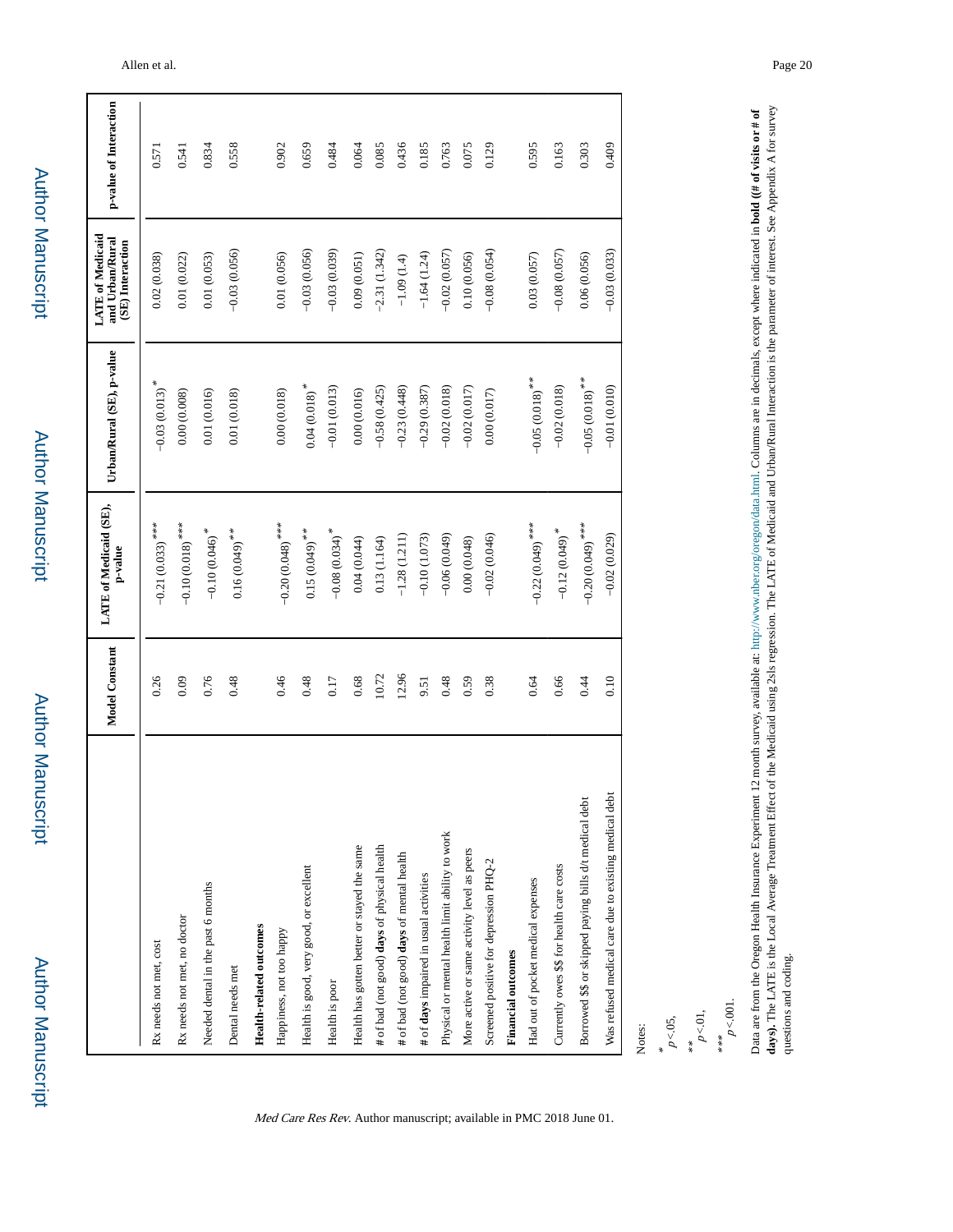| | Model Constant | LATE of Medicaid (SE), p-value | Urban/Rural (SE), p-value | LATE of Medicaid and Urban/Rural (SE) Interaction | p-value of Interaction |
|---|---|---|---|---|---|
| Rx needs not met, cost | 0.26 | −0.21 (0.033)*** | −0.03 (0.013)* | 0.02 (0.038) | 0.571 |
| Rx needs not met, no doctor | 0.09 | −0.10 (0.018)*** | 0.00 (0.008) | 0.01 (0.022) | 0.541 |
| Needed dental in the past 6 months | 0.76 | −0.10 (0.046)* | 0.01 (0.016) | 0.01 (0.053) | 0.834 |
| Dental needs met | 0.48 | 0.16 (0.049)** | 0.01 (0.018) | −0.03 (0.056) | 0.558 |
| **Health-related outcomes** | | | | | |
| Happiness, not too happy | 0.46 | −0.20 (0.048)*** | 0.00 (0.018) | 0.01 (0.056) | 0.902 |
| Health is good, very good, or excellent | 0.48 | 0.15 (0.049)** | 0.04 (0.018)* | −0.03 (0.056) | 0.659 |
| Health is poor | 0.17 | −0.08 (0.034)* | −0.01 (0.013) | −0.03 (0.039) | 0.484 |
| Health has gotten better or stayed the same | 0.68 | 0.04 (0.044) | 0.00 (0.016) | 0.09 (0.051) | 0.064 |
| # of bad (not good) **days** of physical health | 10.72 | 0.13 (1.164) | −0.58 (0.425) | −2.31 (1.342) | 0.085 |
| # of bad (not good) **days** of mental health | 12.96 | −1.28 (1.211) | −0.23 (0.448) | −1.09 (1.4) | 0.436 |
| # of **days** impaired in usual activities | 9.51 | −0.10 (1.073) | −0.29 (0.387) | −1.64 (1.24) | 0.185 |
| Physical or mental health limit ability to work | 0.48 | −0.06 (0.049) | −0.02 (0.018) | −0.02 (0.057) | 0.763 |
| More active or same activity level as peers | 0.59 | 0.00 (0.048) | −0.02 (0.017) | 0.10 (0.056) | 0.075 |
| Screened positive for depression PHQ-2 | 0.38 | −0.02 (0.046) | 0.00 (0.017) | −0.08 (0.054) | 0.129 |
| **Financial outcomes** | | | | | |
| Had out of pocket medical expenses | 0.64 | −0.22 (0.049)*** | −0.05 (0.018)** | 0.03 (0.057) | 0.595 |
| Currently owes $$ for health care costs | 0.66 | −0.12 (0.049)* | −0.02 (0.018) | −0.08 (0.057) | 0.163 |
| Borrowed $$ or skipped paying bills d/t medical debt | 0.44 | −0.20 (0.049)*** | −0.05 (0.018)** | 0.06 (0.056) | 0.303 |
| Was refused medical care due to existing medical debt | 0.10 | −0.02 (0.029) | −0.01 (0.010) | −0.03 (0.033) | 0.409 |

Notes:

\* $p<.05$,

\*\* $p<.01$,

\*\*\* $p<.001$.

Data are from the Oregon Health Insurance Experiment 12 month survey, available at: http://www.nber.org/oregon/data.html. Columns are in decimals, except where indicated in **bold (# of visits or # of days)**. The LATE is the Local Average Treatment Effect of the Medicaid using 2sls regression. The LATE of Medicaid and Urban/Rural Interaction is the parameter of interest. See Appendix A for survey questions and coding.